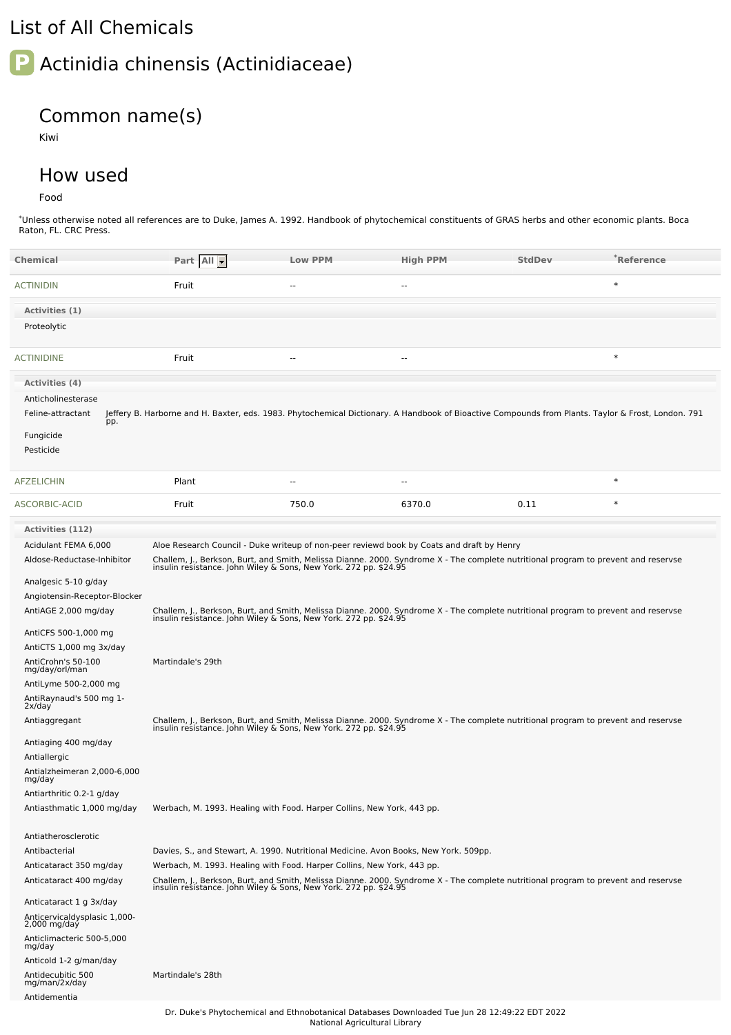# List of All Chemicals

## P Actinidia chinensis (Actinidiaceae)

### Common name(s)

Kiwi

### How used

Food

*Unless otherwise noted all references are to Duke, James A. 1992. Handbook of phytochemical constituents of GRAS herbs and other economic plants. Boca Raton, FL. CRC Press.

| Chemical | Part | Low PPM | High PPM | StdDev | *Reference |
|---|---|---|---|---|---|
| ACTINIDIN | Fruit | -- | -- | | * |

**Activities (1)**

| Activity | Reference |
|---|---|
| Proteolytic | |

| Chemical | Part | Low PPM | High PPM | StdDev | *Reference |
|---|---|---|---|---|---|
| ACTINIDINE | Fruit | -- | -- | | * |

**Activities (4)**

| Activity | Reference |
|---|---|
| Anticholinesterase | |
| Feline-attractant | Jeffery B. Harborne and H. Baxter, eds. 1983. Phytochemical Dictionary. A Handbook of Bioactive Compounds from Plants. Taylor & Frost, London. 791 pp. |
| Fungicide | |
| Pesticide | |

| Chemical | Part | Low PPM | High PPM | StdDev | *Reference |
|---|---|---|---|---|---|
| AFZELICHIN | Plant | -- | -- | | * |
| ASCORBIC-ACID | Fruit | 750.0 | 6370.0 | 0.11 | * |

**Activities (112)**

| Activity | Reference |
|---|---|
| Acidulant FEMA 6,000 | Aloe Research Council - Duke writeup of non-peer reviewd book by Coats and draft by Henry |
| Aldose-Reductase-Inhibitor | Challem, J., Berkson, Burt, and Smith, Melissa Dianne. 2000. Syndrome X - The complete nutritional program to prevent and reservse insulin resistance. John Wiley & Sons, New York. 272 pp. $24.95 |
| Analgesic 5-10 g/day | |
| Angiotensin-Receptor-Blocker | |
| AntiAGE 2,000 mg/day | Challem, J., Berkson, Burt, and Smith, Melissa Dianne. 2000. Syndrome X - The complete nutritional program to prevent and reservse insulin resistance. John Wiley & Sons, New York. 272 pp. $24.95 |
| AntiCFS 500-1,000 mg | |
| AntiCTS 1,000 mg 3x/day | |
| AntiCrohn's 50-100 mg/day/orl/man | Martindale's 29th |
| AntiLyme 500-2,000 mg | |
| AntiRaynaud's 500 mg 1-2x/day | |
| Antiaggregant | Challem, J., Berkson, Burt, and Smith, Melissa Dianne. 2000. Syndrome X - The complete nutritional program to prevent and reservse insulin resistance. John Wiley & Sons, New York. 272 pp. $24.95 |
| Antiaging 400 mg/day | |
| Antiallergic | |
| Antialzheimeran 2,000-6,000 mg/day | |
| Antiarthritic 0.2-1 g/day | |
| Antiasthmatic 1,000 mg/day | Werbach, M. 1993. Healing with Food. Harper Collins, New York, 443 pp. |
| Antiatherosclerotic | |
| Antibacterial | Davies, S., and Stewart, A. 1990. Nutritional Medicine. Avon Books, New York. 509pp. |
| Anticataract 350 mg/day | Werbach, M. 1993. Healing with Food. Harper Collins, New York, 443 pp. |
| Anticataract 400 mg/day | Challem, J., Berkson, Burt, and Smith, Melissa Dianne. 2000. Syndrome X - The complete nutritional program to prevent and reservse insulin resistance. John Wiley & Sons, New York. 272 pp. $24.95 |
| Anticataract 1 g 3x/day | |
| Anticervicaldysplasic 1,000-2,000 mg/day | |
| Anticlimacteric 500-5,000 mg/day | |
| Anticold 1-2 g/man/day | |
| Antidecubitic 500 mg/man/2x/day | Martindale's 28th |
| Antidementia | |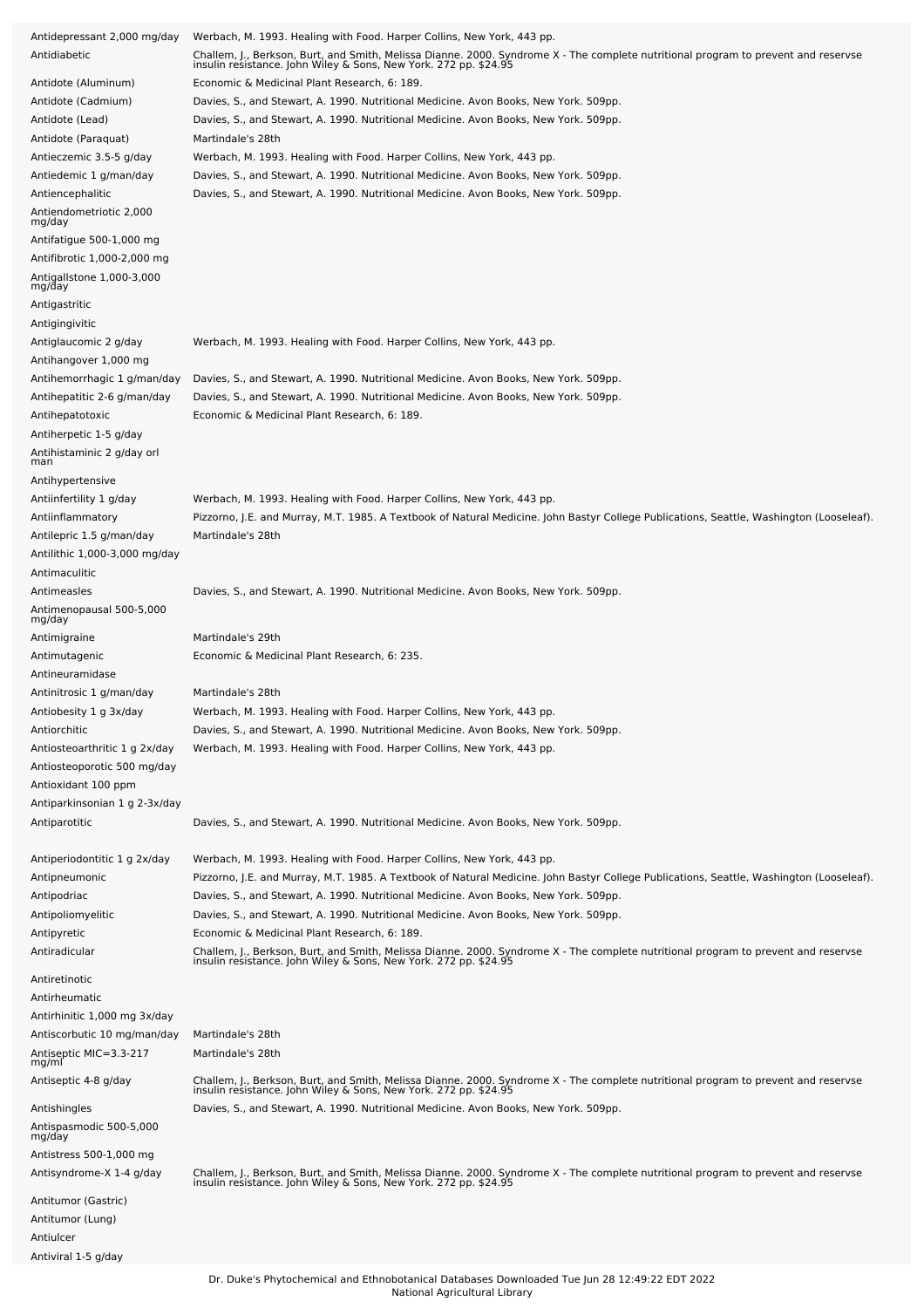| | |
|---|---|
| Antidepressant 2,000 mg/day | Werbach, M. 1993. Healing with Food. Harper Collins, New York, 443 pp. |
| Antidiabetic | Challem, J., Berkson, Burt, and Smith, Melissa Dianne. 2000. Syndrome X - The complete nutritional program to prevent and reservse insulin resistance. John Wiley & Sons, New York. 272 pp. $24.95 |
| Antidote (Aluminum) | Economic & Medicinal Plant Research, 6: 189. |
| Antidote (Cadmium) | Davies, S., and Stewart, A. 1990. Nutritional Medicine. Avon Books, New York. 509pp. |
| Antidote (Lead) | Davies, S., and Stewart, A. 1990. Nutritional Medicine. Avon Books, New York. 509pp. |
| Antidote (Paraquat) | Martindale's 28th |
| Antieczemic 3.5-5 g/day | Werbach, M. 1993. Healing with Food. Harper Collins, New York, 443 pp. |
| Antiedemic 1 g/man/day | Davies, S., and Stewart, A. 1990. Nutritional Medicine. Avon Books, New York. 509pp. |
| Antiencephalitic | Davies, S., and Stewart, A. 1990. Nutritional Medicine. Avon Books, New York. 509pp. |
| Antiendometriotic 2,000 mg/day | |
| Antifatigue 500-1,000 mg | |
| Antifibrotic 1,000-2,000 mg | |
| Antigallstone 1,000-3,000 mg/day | |
| Antigastritic | |
| Antigingivitic | |
| Antiglaucomic 2 g/day | Werbach, M. 1993. Healing with Food. Harper Collins, New York, 443 pp. |
| Antihangover 1,000 mg | |
| Antihemorrhagic 1 g/man/day | Davies, S., and Stewart, A. 1990. Nutritional Medicine. Avon Books, New York. 509pp. |
| Antihepatitic 2-6 g/man/day | Davies, S., and Stewart, A. 1990. Nutritional Medicine. Avon Books, New York. 509pp. |
| Antihepatotoxic | Economic & Medicinal Plant Research, 6: 189. |
| Antiherpetic 1-5 g/day | |
| Antihistaminic 2 g/day orl man | |
| Antihypertensive | |
| Antiinfertility 1 g/day | Werbach, M. 1993. Healing with Food. Harper Collins, New York, 443 pp. |
| Antiinflammatory | Pizzorno, J.E. and Murray, M.T. 1985. A Textbook of Natural Medicine. John Bastyr College Publications, Seattle, Washington (Looseleaf). |
| Antilepric 1.5 g/man/day | Martindale's 28th |
| Antilithic 1,000-3,000 mg/day | |
| Antimaculitic | |
| Antimeasles | Davies, S., and Stewart, A. 1990. Nutritional Medicine. Avon Books, New York. 509pp. |
| Antimenopausal 500-5,000 mg/day | |
| Antimigraine | Martindale's 29th |
| Antimutagenic | Economic & Medicinal Plant Research, 6: 235. |
| Antineuramidase | |
| Antinitrosic 1 g/man/day | Martindale's 28th |
| Antiobesity 1 g 3x/day | Werbach, M. 1993. Healing with Food. Harper Collins, New York, 443 pp. |
| Antiorchitic | Davies, S., and Stewart, A. 1990. Nutritional Medicine. Avon Books, New York. 509pp. |
| Antiosteoarthritic 1 g 2x/day | Werbach, M. 1993. Healing with Food. Harper Collins, New York, 443 pp. |
| Antiosteoporotic 500 mg/day | |
| Antioxidant 100 ppm | |
| Antiparkinsonian 1 g 2-3x/day | |
| Antiparotitic | Davies, S., and Stewart, A. 1990. Nutritional Medicine. Avon Books, New York. 509pp. |
| Antiperiodontitic 1 g 2x/day | Werbach, M. 1993. Healing with Food. Harper Collins, New York, 443 pp. |
| Antipneumonic | Pizzorno, J.E. and Murray, M.T. 1985. A Textbook of Natural Medicine. John Bastyr College Publications, Seattle, Washington (Looseleaf). |
| Antipodriac | Davies, S., and Stewart, A. 1990. Nutritional Medicine. Avon Books, New York. 509pp. |
| Antipoliomyelitic | Davies, S., and Stewart, A. 1990. Nutritional Medicine. Avon Books, New York. 509pp. |
| Antipyretic | Economic & Medicinal Plant Research, 6: 189. |
| Antiradicular | Challem, J., Berkson, Burt, and Smith, Melissa Dianne. 2000. Syndrome X - The complete nutritional program to prevent and reservse insulin resistance. John Wiley & Sons, New York. 272 pp. $24.95 |
| Antiretinotic | |
| Antirheumatic | |
| Antirhinitic 1,000 mg 3x/day | |
| Antiscorbutic 10 mg/man/day | Martindale's 28th |
| Antiseptic MIC=3.3-217 mg/ml | Martindale's 28th |
| Antiseptic 4-8 g/day | Challem, J., Berkson, Burt, and Smith, Melissa Dianne. 2000. Syndrome X - The complete nutritional program to prevent and reservse insulin resistance. John Wiley & Sons, New York. 272 pp. $24.95 |
| Antishingles | Davies, S., and Stewart, A. 1990. Nutritional Medicine. Avon Books, New York. 509pp. |
| Antispasmodic 500-5,000 mg/day | |
| Antistress 500-1,000 mg | |
| Antisyndrome-X 1-4 g/day | Challem, J., Berkson, Burt, and Smith, Melissa Dianne. 2000. Syndrome X - The complete nutritional program to prevent and reservse insulin resistance. John Wiley & Sons, New York. 272 pp. $24.95 |
| Antitumor (Gastric) | |
| Antitumor (Lung) | |
| Antiulcer | |
| Antiviral 1-5 g/day | |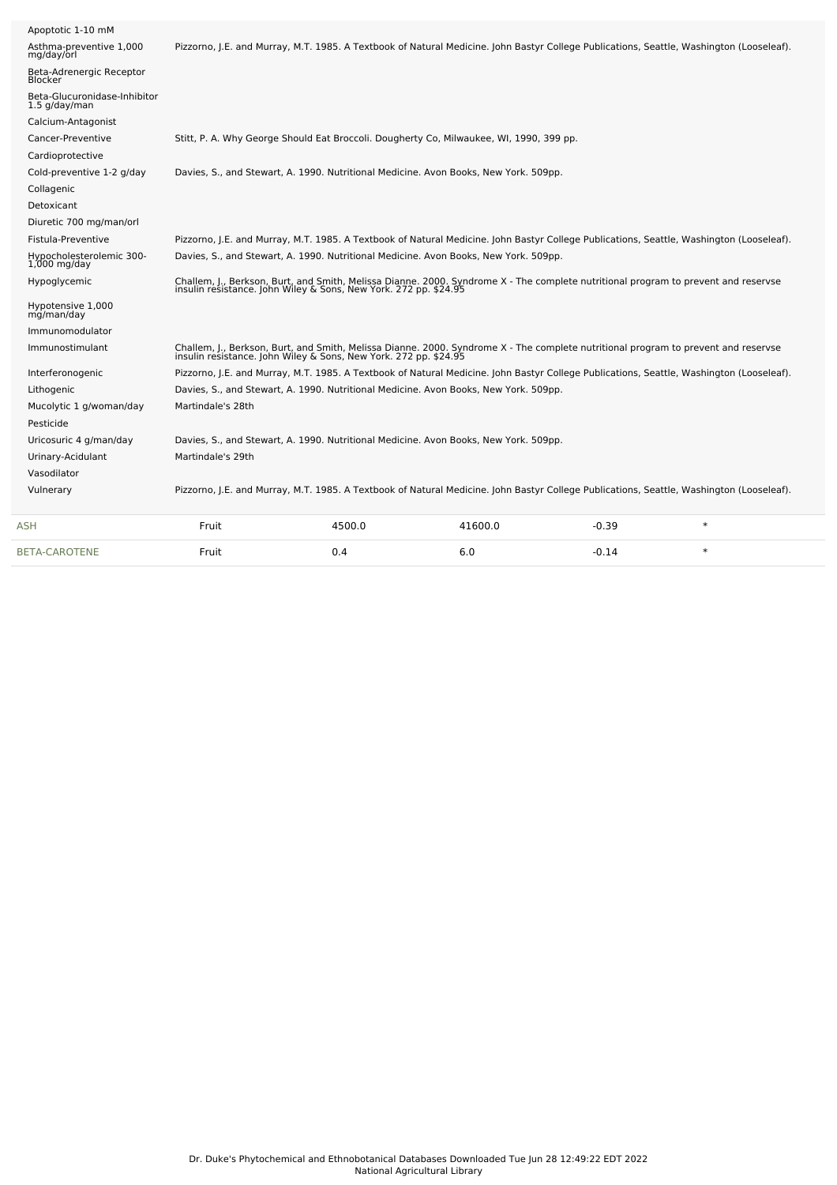| Activity | Reference |
|---|---|
| Apoptotic 1-10 mM | |
| Asthma-preventive 1,000 mg/day/orl | Pizzorno, J.E. and Murray, M.T. 1985. A Textbook of Natural Medicine. John Bastyr College Publications, Seattle, Washington (Looseleaf). |
| Beta-Adrenergic Receptor Blocker | |
| Beta-Glucuronidase-Inhibitor 1.5 g/day/man | |
| Calcium-Antagonist | |
| Cancer-Preventive | Stitt, P. A. Why George Should Eat Broccoli. Dougherty Co, Milwaukee, WI, 1990, 399 pp. |
| Cardioprotective | |
| Cold-preventive 1-2 g/day | Davies, S., and Stewart, A. 1990. Nutritional Medicine. Avon Books, New York. 509pp. |
| Collagenic | |
| Detoxicant | |
| Diuretic 700 mg/man/orl | |
| Fistula-Preventive | Pizzorno, J.E. and Murray, M.T. 1985. A Textbook of Natural Medicine. John Bastyr College Publications, Seattle, Washington (Looseleaf). |
| Hypocholesterolemic 300-1,000 mg/day | Davies, S., and Stewart, A. 1990. Nutritional Medicine. Avon Books, New York. 509pp. |
| Hypoglycemic | Challem, J., Berkson, Burt, and Smith, Melissa Dianne. 2000. Syndrome X - The complete nutritional program to prevent and reservse insulin resistance. John Wiley & Sons, New York. 272 pp. $24.95 |
| Hypotensive 1,000 mg/man/day | |
| Immunomodulator | |
| Immunostimulant | Challem, J., Berkson, Burt, and Smith, Melissa Dianne. 2000. Syndrome X - The complete nutritional program to prevent and reservse insulin resistance. John Wiley & Sons, New York. 272 pp. $24.95 |
| Interferonogenic | Pizzorno, J.E. and Murray, M.T. 1985. A Textbook of Natural Medicine. John Bastyr College Publications, Seattle, Washington (Looseleaf). |
| Lithogenic | Davies, S., and Stewart, A. 1990. Nutritional Medicine. Avon Books, New York. 509pp. |
| Mucolytic 1 g/woman/day | Martindale's 28th |
| Pesticide | |
| Uricosuric 4 g/man/day | Davies, S., and Stewart, A. 1990. Nutritional Medicine. Avon Books, New York. 509pp. |
| Urinary-Acidulant | Martindale's 29th |
| Vasodilator | |
| Vulnerary | Pizzorno, J.E. and Murray, M.T. 1985. A Textbook of Natural Medicine. John Bastyr College Publications, Seattle, Washington (Looseleaf). |

| | | | | | |
|---|---|---|---|---|---|
| ASH | Fruit | 4500.0 | 41600.0 | -0.39 | * |
| BETA-CAROTENE | Fruit | 0.4 | 6.0 | -0.14 | * |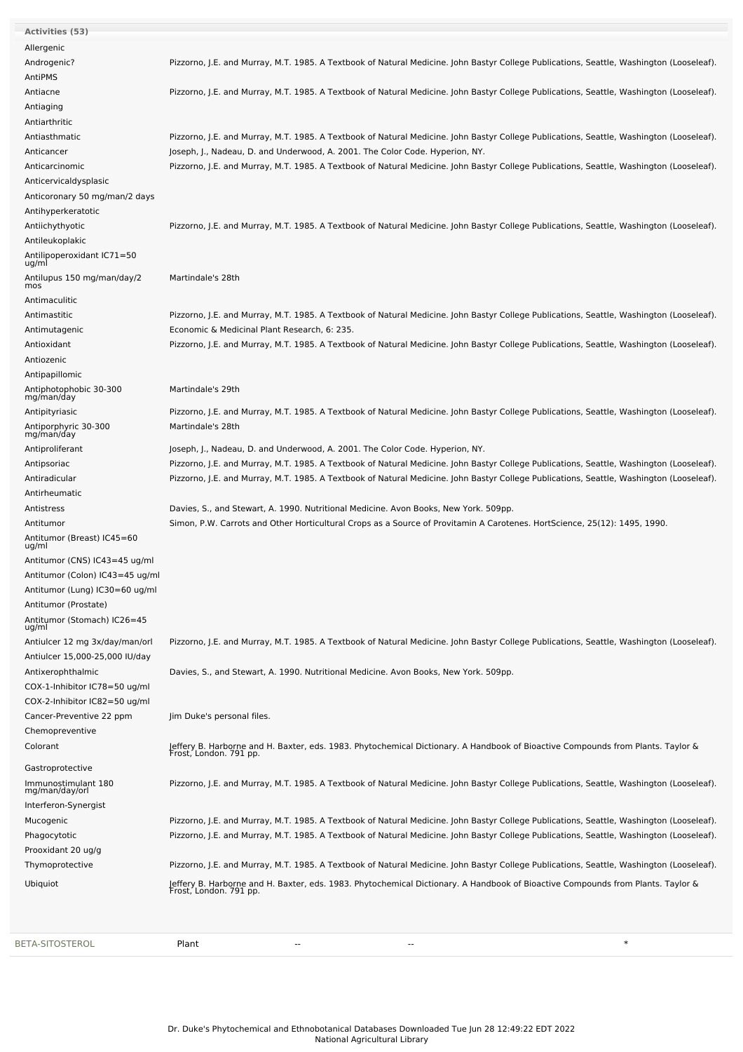| Activities (53) | |
|---|---|
| Allergenic | |
| Androgenic? | Pizzorno, J.E. and Murray, M.T. 1985. A Textbook of Natural Medicine. John Bastyr College Publications, Seattle, Washington (Looseleaf). |
| AntiPMS | |
| Antiacne | Pizzorno, J.E. and Murray, M.T. 1985. A Textbook of Natural Medicine. John Bastyr College Publications, Seattle, Washington (Looseleaf). |
| Antiaging | |
| Antiarthritic | |
| Antiasthmatic | Pizzorno, J.E. and Murray, M.T. 1985. A Textbook of Natural Medicine. John Bastyr College Publications, Seattle, Washington (Looseleaf). |
| Anticancer | Joseph, J., Nadeau, D. and Underwood, A. 2001. The Color Code. Hyperion, NY. |
| Anticarcinomic | Pizzorno, J.E. and Murray, M.T. 1985. A Textbook of Natural Medicine. John Bastyr College Publications, Seattle, Washington (Looseleaf). |
| Anticervicaldysplasic | |
| Anticoronary 50 mg/man/2 days | |
| Antihyperkeratotic | |
| Antiichythyotic | Pizzorno, J.E. and Murray, M.T. 1985. A Textbook of Natural Medicine. John Bastyr College Publications, Seattle, Washington (Looseleaf). |
| Antileukoplakic | |
| Antilipoperoxidant IC71=50 ug/ml | |
| Antilupus 150 mg/man/day/2 mos | Martindale's 28th |
| Antimaculitic | |
| Antimastitic | Pizzorno, J.E. and Murray, M.T. 1985. A Textbook of Natural Medicine. John Bastyr College Publications, Seattle, Washington (Looseleaf). |
| Antimutagenic | Economic & Medicinal Plant Research, 6: 235. |
| Antioxidant | Pizzorno, J.E. and Murray, M.T. 1985. A Textbook of Natural Medicine. John Bastyr College Publications, Seattle, Washington (Looseleaf). |
| Antiozenic | |
| Antipapillomic | |
| Antiphotophobic 30-300 mg/man/day | Martindale's 29th |
| Antipityriasic | Pizzorno, J.E. and Murray, M.T. 1985. A Textbook of Natural Medicine. John Bastyr College Publications, Seattle, Washington (Looseleaf). |
| Antiporphyric 30-300 mg/man/day | Martindale's 28th |
| Antiproliferant | Joseph, J., Nadeau, D. and Underwood, A. 2001. The Color Code. Hyperion, NY. |
| Antipsoriac | Pizzorno, J.E. and Murray, M.T. 1985. A Textbook of Natural Medicine. John Bastyr College Publications, Seattle, Washington (Looseleaf). |
| Antiradicular | Pizzorno, J.E. and Murray, M.T. 1985. A Textbook of Natural Medicine. John Bastyr College Publications, Seattle, Washington (Looseleaf). |
| Antirheumatic | |
| Antistress | Davies, S., and Stewart, A. 1990. Nutritional Medicine. Avon Books, New York. 509pp. |
| Antitumor | Simon, P.W. Carrots and Other Horticultural Crops as a Source of Provitamin A Carotenes. HortScience, 25(12): 1495, 1990. |
| Antitumor (Breast) IC45=60 ug/ml | |
| Antitumor (CNS) IC43=45 ug/ml | |
| Antitumor (Colon) IC43=45 ug/ml | |
| Antitumor (Lung) IC30=60 ug/ml | |
| Antitumor (Prostate) | |
| Antitumor (Stomach) IC26=45 ug/ml | |
| Antiulcer 12 mg 3x/day/man/orl | Pizzorno, J.E. and Murray, M.T. 1985. A Textbook of Natural Medicine. John Bastyr College Publications, Seattle, Washington (Looseleaf). |
| Antiulcer 15,000-25,000 IU/day | |
| Antixerophthalmic | Davies, S., and Stewart, A. 1990. Nutritional Medicine. Avon Books, New York. 509pp. |
| COX-1-Inhibitor IC78=50 ug/ml | |
| COX-2-Inhibitor IC82=50 ug/ml | |
| Cancer-Preventive 22 ppm | Jim Duke's personal files. |
| Chemopreventive | |
| Colorant | Jeffery B. Harborne and H. Baxter, eds. 1983. Phytochemical Dictionary. A Handbook of Bioactive Compounds from Plants. Taylor & Frost, London. 791 pp. |
| Gastroprotective | |
| Immunostimulant 180 mg/man/day/orl | Pizzorno, J.E. and Murray, M.T. 1985. A Textbook of Natural Medicine. John Bastyr College Publications, Seattle, Washington (Looseleaf). |
| Interferon-Synergist | |
| Mucogenic | Pizzorno, J.E. and Murray, M.T. 1985. A Textbook of Natural Medicine. John Bastyr College Publications, Seattle, Washington (Looseleaf). |
| Phagocytotic | Pizzorno, J.E. and Murray, M.T. 1985. A Textbook of Natural Medicine. John Bastyr College Publications, Seattle, Washington (Looseleaf). |
| Prooxidant 20 ug/g | |
| Thymoprotective | Pizzorno, J.E. and Murray, M.T. 1985. A Textbook of Natural Medicine. John Bastyr College Publications, Seattle, Washington (Looseleaf). |
| Ubiquiot | Jeffery B. Harborne and H. Baxter, eds. 1983. Phytochemical Dictionary. A Handbook of Bioactive Compounds from Plants. Taylor & Frost, London. 791 pp. |

| BETA-SITOSTEROL | Plant | -- | -- | * |
|---|---|---|---|---|

Dr. Duke's Phytochemical and Ethnobotanical Databases Downloaded Tue Jun 28 12:49:22 EDT 2022
National Agricultural Library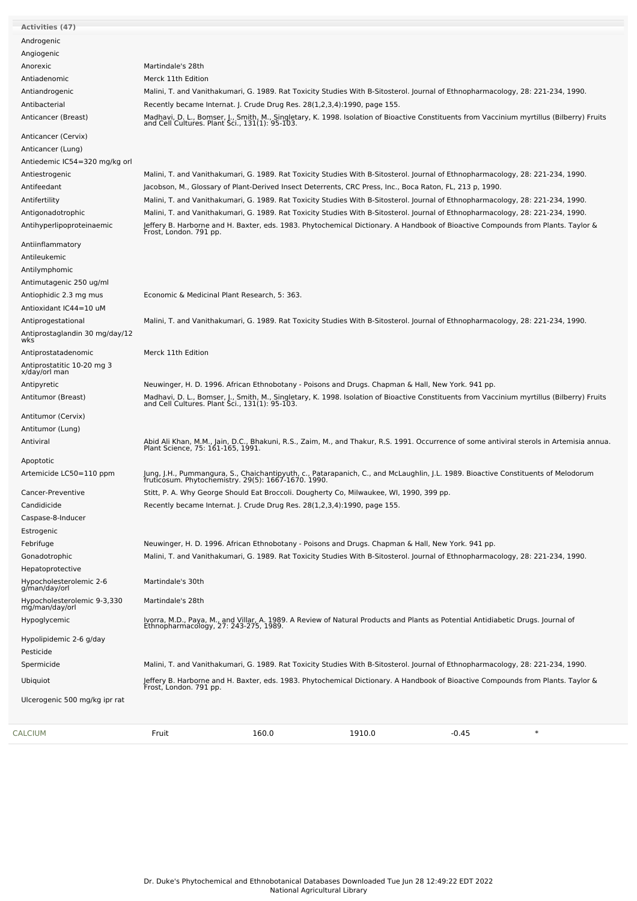| Activities (47) | |
|---|---|
| Androgenic | |
| Angiogenic | |
| Anorexic | Martindale's 28th |
| Antiadenomic | Merck 11th Edition |
| Antiandrogenic | Malini, T. and Vanithakumari, G. 1989. Rat Toxicity Studies With B-Sitosterol. Journal of Ethnopharmacology, 28: 221-234, 1990. |
| Antibacterial | Recently became Internat. J. Crude Drug Res. 28(1,2,3,4):1990, page 155. |
| Anticancer (Breast) | Madhavi, D. L., Bomser, J., Smith, M., Singletary, K. 1998. Isolation of Bioactive Constituents from Vaccinium myrtillus (Bilberry) Fruits and Cell Cultures. Plant Sci., 131(1): 95-103. |
| Anticancer (Cervix) | |
| Anticancer (Lung) | |
| Antiedemic IC54=320 mg/kg orl | |
| Antiestrogenic | Malini, T. and Vanithakumari, G. 1989. Rat Toxicity Studies With B-Sitosterol. Journal of Ethnopharmacology, 28: 221-234, 1990. |
| Antifeedant | Jacobson, M., Glossary of Plant-Derived Insect Deterrents, CRC Press, Inc., Boca Raton, FL, 213 p, 1990. |
| Antifertility | Malini, T. and Vanithakumari, G. 1989. Rat Toxicity Studies With B-Sitosterol. Journal of Ethnopharmacology, 28: 221-234, 1990. |
| Antigonadotrophic | Malini, T. and Vanithakumari, G. 1989. Rat Toxicity Studies With B-Sitosterol. Journal of Ethnopharmacology, 28: 221-234, 1990. |
| Antihyperlipoproteinaemic | Jeffery B. Harborne and H. Baxter, eds. 1983. Phytochemical Dictionary. A Handbook of Bioactive Compounds from Plants. Taylor & Frost, London. 791 pp. |
| Antiinflammatory | |
| Antileukemic | |
| Antilymphomic | |
| Antimutagenic 250 ug/ml | |
| Antiophidic 2.3 mg mus | Economic & Medicinal Plant Research, 5: 363. |
| Antioxidant IC44=10 uM | |
| Antiprogestational | Malini, T. and Vanithakumari, G. 1989. Rat Toxicity Studies With B-Sitosterol. Journal of Ethnopharmacology, 28: 221-234, 1990. |
| Antiprostaglandin 30 mg/day/12 wks | |
| Antiprostatadenomic | Merck 11th Edition |
| Antiprostatitic 10-20 mg 3 x/day/orl man | |
| Antipyretic | Neuwinger, H. D. 1996. African Ethnobotany - Poisons and Drugs. Chapman & Hall, New York. 941 pp. |
| Antitumor (Breast) | Madhavi, D. L., Bomser, J., Smith, M., Singletary, K. 1998. Isolation of Bioactive Constituents from Vaccinium myrtillus (Bilberry) Fruits and Cell Cultures. Plant Sci., 131(1): 95-103. |
| Antitumor (Cervix) | |
| Antitumor (Lung) | |
| Antiviral | Abid Ali Khan, M.M., Jain, D.C., Bhakuni, R.S., Zaim, M., and Thakur, R.S. 1991. Occurrence of some antiviral sterols in Artemisia annua. Plant Science, 75: 161-165, 1991. |
| Apoptotic | |
| Artemicide LC50=110 ppm | Jung, J.H., Pummangura, S., Chaichantipyuth, c., Patarapanich, C., and McLaughlin, J.L. 1989. Bioactive Constituents of Melodorum fruticosum. Phytochemistry. 29(5): 1667-1670. 1990. |
| Cancer-Preventive | Stitt, P. A. Why George Should Eat Broccoli. Dougherty Co, Milwaukee, WI, 1990, 399 pp. |
| Candidicide | Recently became Internat. J. Crude Drug Res. 28(1,2,3,4):1990, page 155. |
| Caspase-8-Inducer | |
| Estrogenic | |
| Febrifuge | Neuwinger, H. D. 1996. African Ethnobotany - Poisons and Drugs. Chapman & Hall, New York. 941 pp. |
| Gonadotrophic | Malini, T. and Vanithakumari, G. 1989. Rat Toxicity Studies With B-Sitosterol. Journal of Ethnopharmacology, 28: 221-234, 1990. |
| Hepatoprotective | |
| Hypocholesterolemic 2-6 g/man/day/orl | Martindale's 30th |
| Hypocholesterolemic 9-3,330 mg/man/day/orl | Martindale's 28th |
| Hypoglycemic | Ivorra, M.D., Paya, M., and Villar, A. 1989. A Review of Natural Products and Plants as Potential Antidiabetic Drugs. Journal of Ethnopharmacology, 27: 243-275, 1989. |
| Hypolipidemic 2-6 g/day | |
| Pesticide | |
| Spermicide | Malini, T. and Vanithakumari, G. 1989. Rat Toxicity Studies With B-Sitosterol. Journal of Ethnopharmacology, 28: 221-234, 1990. |
| Ubiquiot | Jeffery B. Harborne and H. Baxter, eds. 1983. Phytochemical Dictionary. A Handbook of Bioactive Compounds from Plants. Taylor & Frost, London. 791 pp. |
| Ulcerogenic 500 mg/kg ipr rat | |

| | | | | | |
|---|---|---|---|---|---|
| CALCIUM | Fruit | 160.0 | 1910.0 | -0.45 | * |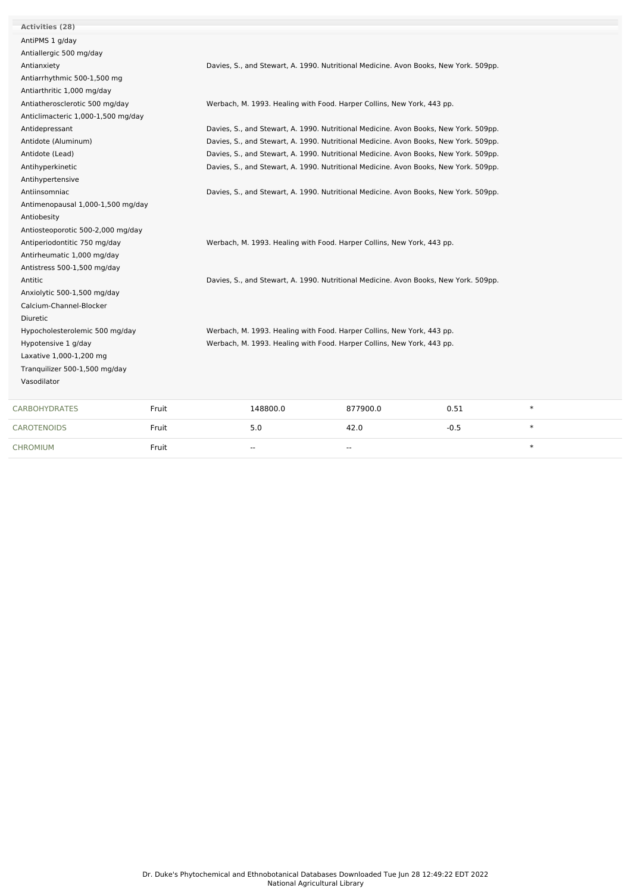**Activities (28)**

| Activity | Reference |
|---|---|
| AntiPMS 1 g/day | |
| Antiallergic 500 mg/day | |
| Antianxiety | Davies, S., and Stewart, A. 1990. Nutritional Medicine. Avon Books, New York. 509pp. |
| Antiarrhythmic 500-1,500 mg | |
| Antiarthritic 1,000 mg/day | |
| Antiatherosclerotic 500 mg/day | Werbach, M. 1993. Healing with Food. Harper Collins, New York, 443 pp. |
| Anticlimacteric 1,000-1,500 mg/day | |
| Antidepressant | Davies, S., and Stewart, A. 1990. Nutritional Medicine. Avon Books, New York. 509pp. |
| Antidote (Aluminum) | Davies, S., and Stewart, A. 1990. Nutritional Medicine. Avon Books, New York. 509pp. |
| Antidote (Lead) | Davies, S., and Stewart, A. 1990. Nutritional Medicine. Avon Books, New York. 509pp. |
| Antihyperkinetic | Davies, S., and Stewart, A. 1990. Nutritional Medicine. Avon Books, New York. 509pp. |
| Antihypertensive | |
| Antiinsomniac | Davies, S., and Stewart, A. 1990. Nutritional Medicine. Avon Books, New York. 509pp. |
| Antimenopausal 1,000-1,500 mg/day | |
| Antiobesity | |
| Antiosteoporotic 500-2,000 mg/day | |
| Antiperiodontitic 750 mg/day | Werbach, M. 1993. Healing with Food. Harper Collins, New York, 443 pp. |
| Antirheumatic 1,000 mg/day | |
| Antistress 500-1,500 mg/day | |
| Antitic | Davies, S., and Stewart, A. 1990. Nutritional Medicine. Avon Books, New York. 509pp. |
| Anxiolytic 500-1,500 mg/day | |
| Calcium-Channel-Blocker | |
| Diuretic | |
| Hypocholesterolemic 500 mg/day | Werbach, M. 1993. Healing with Food. Harper Collins, New York, 443 pp. |
| Hypotensive 1 g/day | Werbach, M. 1993. Healing with Food. Harper Collins, New York, 443 pp. |
| Laxative 1,000-1,200 mg | |
| Tranquilizer 500-1,500 mg/day | |
| Vasodilator | |

| Chemical | Part | Low | High | SD | |
|---|---|---|---|---|---|
| CARBOHYDRATES | Fruit | 148800.0 | 877900.0 | 0.51 | * |
| CAROTENOIDS | Fruit | 5.0 | 42.0 | -0.5 | * |
| CHROMIUM | Fruit | -- | -- | | * |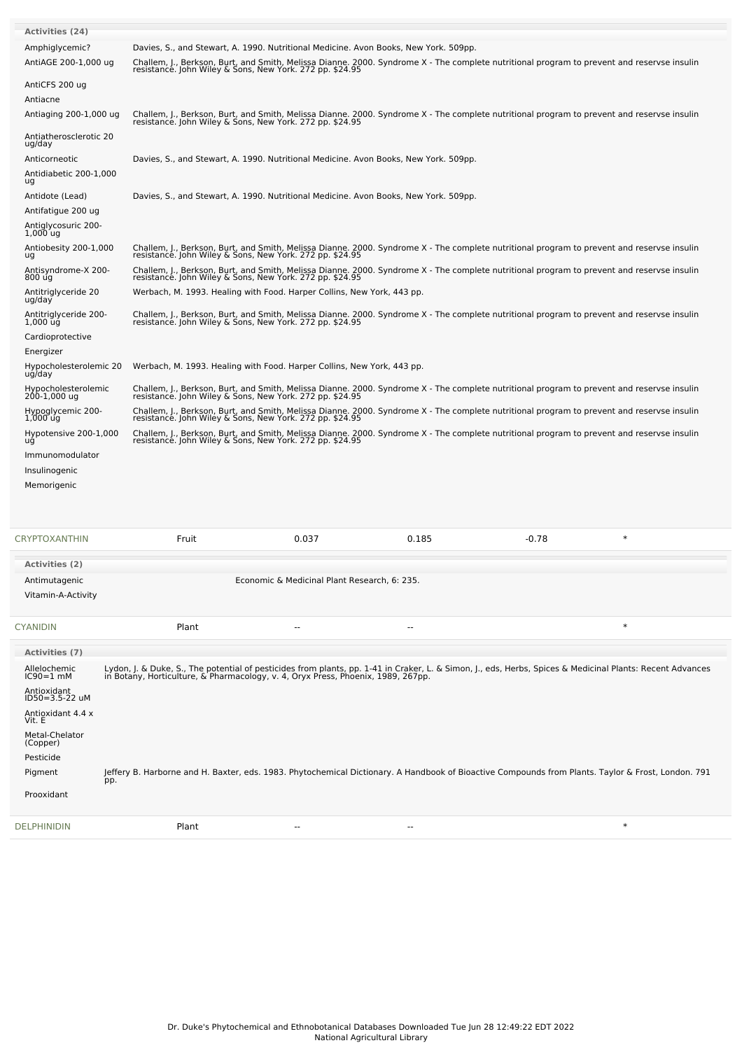| Activities (24) | |
|---|---|
| Amphiglycemic? | Davies, S., and Stewart, A. 1990. Nutritional Medicine. Avon Books, New York. 509pp. |
| AntiAGE 200-1,000 ug | Challem, J., Berkson, Burt, and Smith, Melissa Dianne. 2000. Syndrome X - The complete nutritional program to prevent and reservse insulin resistance. John Wiley & Sons, New York. 272 pp. $24.95 |
| AntiCFS 200 ug | |
| Antiacne | |
| Antiaging 200-1,000 ug | Challem, J., Berkson, Burt, and Smith, Melissa Dianne. 2000. Syndrome X - The complete nutritional program to prevent and reservse insulin resistance. John Wiley & Sons, New York. 272 pp. $24.95 |
| Antiatherosclerotic 20 ug/day | |
| Anticorneotic | Davies, S., and Stewart, A. 1990. Nutritional Medicine. Avon Books, New York. 509pp. |
| Antidiabetic 200-1,000 ug | |
| Antidote (Lead) | Davies, S., and Stewart, A. 1990. Nutritional Medicine. Avon Books, New York. 509pp. |
| Antifatigue 200 ug | |
| Antiglycosuric 200-1,000 ug | |
| Antiobesity 200-1,000 ug | Challem, J., Berkson, Burt, and Smith, Melissa Dianne. 2000. Syndrome X - The complete nutritional program to prevent and reservse insulin resistance. John Wiley & Sons, New York. 272 pp. $24.95 |
| Antisyndrome-X 200-800 ug | Challem, J., Berkson, Burt, and Smith, Melissa Dianne. 2000. Syndrome X - The complete nutritional program to prevent and reservse insulin resistance. John Wiley & Sons, New York. 272 pp. $24.95 |
| Antitriglyceride 20 ug/day | Werbach, M. 1993. Healing with Food. Harper Collins, New York, 443 pp. |
| Antitriglyceride 200-1,000 ug | Challem, J., Berkson, Burt, and Smith, Melissa Dianne. 2000. Syndrome X - The complete nutritional program to prevent and reservse insulin resistance. John Wiley & Sons, New York. 272 pp. $24.95 |
| Cardioprotective | |
| Energizer | |
| Hypocholesterolemic 20 ug/day | Werbach, M. 1993. Healing with Food. Harper Collins, New York, 443 pp. |
| Hypocholesterolemic 200-1,000 ug | Challem, J., Berkson, Burt, and Smith, Melissa Dianne. 2000. Syndrome X - The complete nutritional program to prevent and reservse insulin resistance. John Wiley & Sons, New York. 272 pp. $24.95 |
| Hypoglycemic 200-1,000 ug | Challem, J., Berkson, Burt, and Smith, Melissa Dianne. 2000. Syndrome X - The complete nutritional program to prevent and reservse insulin resistance. John Wiley & Sons, New York. 272 pp. $24.95 |
| Hypotensive 200-1,000 ug | Challem, J., Berkson, Burt, and Smith, Melissa Dianne. 2000. Syndrome X - The complete nutritional program to prevent and reservse insulin resistance. John Wiley & Sons, New York. 272 pp. $24.95 |
| Immunomodulator | |
| Insulinogenic | |
| Memorigenic | |

| CRYPTOXANTHIN | Fruit | 0.037 | 0.185 | -0.78 | * |
|---|---|---|---|---|---|

| Activities (2) | |
|---|---|
| Antimutagenic | Economic & Medicinal Plant Research, 6: 235. |
| Vitamin-A-Activity | |

| CYANIDIN | Plant | -- | -- | | * |
|---|---|---|---|---|---|

| Activities (7) | |
|---|---|
| Allelochemic IC90=1 mM | Lydon, J. & Duke, S., The potential of pesticides from plants, pp. 1-41 in Craker, L. & Simon, J., eds, Herbs, Spices & Medicinal Plants: Recent Advances in Botany, Horticulture, & Pharmacology, v. 4, Oryx Press, Phoenix, 1989, 267pp. |
| Antioxidant ID50=3.5-22 uM | |
| Antioxidant 4.4 x Vit. E | |
| Metal-Chelator (Copper) | |
| Pesticide | |
| Pigment | Jeffery B. Harborne and H. Baxter, eds. 1983. Phytochemical Dictionary. A Handbook of Bioactive Compounds from Plants. Taylor & Frost, London. 791 pp. |
| Prooxidant | |

| DELPHINIDIN | Plant | -- | -- | | * |
|---|---|---|---|---|---|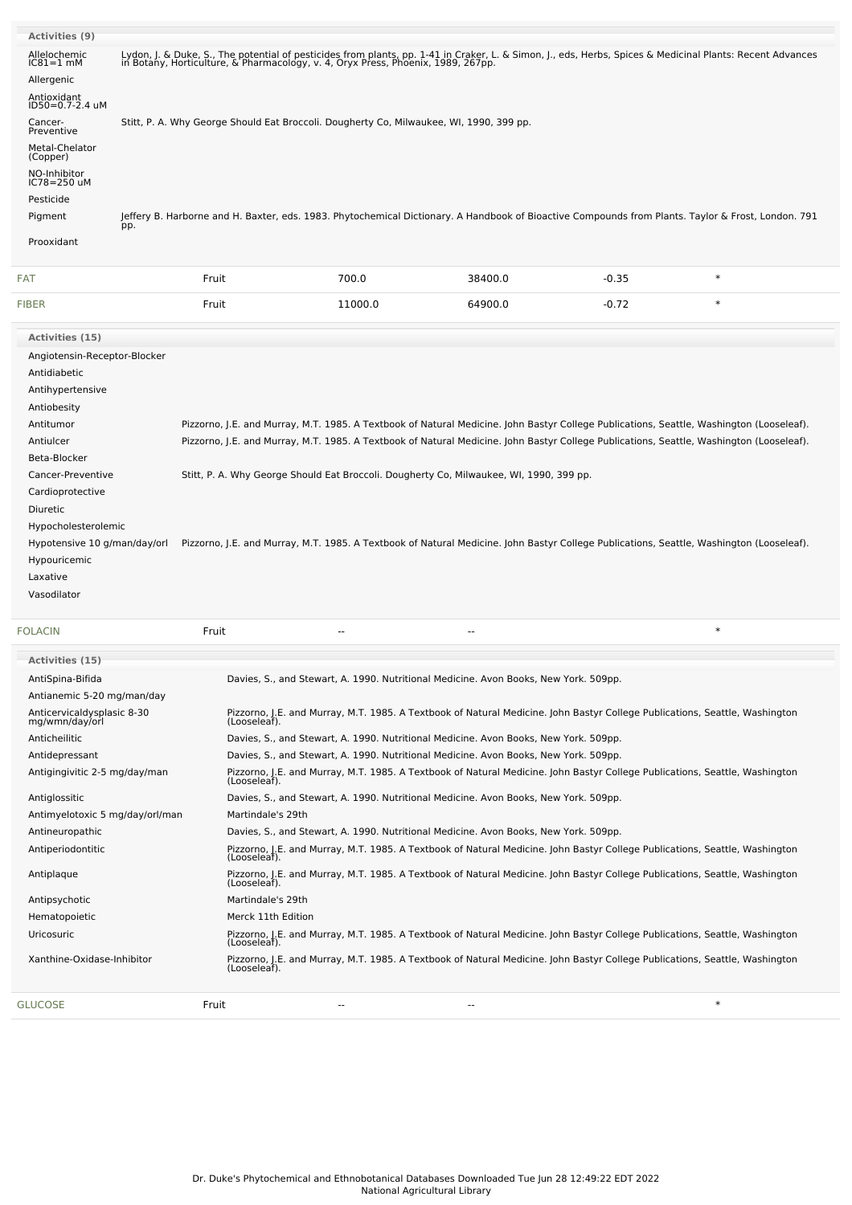| Activities (9) | |
|---|---|
| Allelochemic IC81=1 mM | Lydon, J. & Duke, S., The potential of pesticides from plants, pp. 1-41 in Craker, L. & Simon, J., eds, Herbs, Spices & Medicinal Plants: Recent Advances in Botany, Horticulture, & Pharmacology, v. 4, Oryx Press, Phoenix, 1989, 267pp. |
| Allergenic | |
| Antioxidant ID50=0.7-2.4 uM | |
| Cancer-Preventive | Stitt, P. A. Why George Should Eat Broccoli. Dougherty Co, Milwaukee, WI, 1990, 399 pp. |
| Metal-Chelator (Copper) | |
| NO-Inhibitor IC78=250 uM | |
| Pesticide | |
| Pigment | Jeffery B. Harborne and H. Baxter, eds. 1983. Phytochemical Dictionary. A Handbook of Bioactive Compounds from Plants. Taylor & Frost, London. 791 pp. |
| Prooxidant | |

| | | | | | |
|---|---|---|---|---|---|
| FAT | Fruit | 700.0 | 38400.0 | -0.35 | * |
| FIBER | Fruit | 11000.0 | 64900.0 | -0.72 | * |

| Activities (15) | |
|---|---|
| Angiotensin-Receptor-Blocker | |
| Antidiabetic | |
| Antihypertensive | |
| Antiobesity | |
| Antitumor | Pizzorno, J.E. and Murray, M.T. 1985. A Textbook of Natural Medicine. John Bastyr College Publications, Seattle, Washington (Looseleaf). |
| Antiulcer | Pizzorno, J.E. and Murray, M.T. 1985. A Textbook of Natural Medicine. John Bastyr College Publications, Seattle, Washington (Looseleaf). |
| Beta-Blocker | |
| Cancer-Preventive | Stitt, P. A. Why George Should Eat Broccoli. Dougherty Co, Milwaukee, WI, 1990, 399 pp. |
| Cardioprotective | |
| Diuretic | |
| Hypocholesterolemic | |
| Hypotensive 10 g/man/day/orl | Pizzorno, J.E. and Murray, M.T. 1985. A Textbook of Natural Medicine. John Bastyr College Publications, Seattle, Washington (Looseleaf). |
| Hypouricemic | |
| Laxative | |
| Vasodilator | |

| | | | | | |
|---|---|---|---|---|---|
| FOLACIN | Fruit | -- | -- | | * |

| Activities (15) | |
|---|---|
| AntiSpina-Bifida | Davies, S., and Stewart, A. 1990. Nutritional Medicine. Avon Books, New York. 509pp. |
| Antianemic 5-20 mg/man/day | |
| Anticervicaldysplasic 8-30 mg/wmn/day/orl | Pizzorno, J.E. and Murray, M.T. 1985. A Textbook of Natural Medicine. John Bastyr College Publications, Seattle, Washington (Looseleaf). |
| Anticheilitic | Davies, S., and Stewart, A. 1990. Nutritional Medicine. Avon Books, New York. 509pp. |
| Antidepressant | Davies, S., and Stewart, A. 1990. Nutritional Medicine. Avon Books, New York. 509pp. |
| Antigingivitic 2-5 mg/day/man | Pizzorno, J.E. and Murray, M.T. 1985. A Textbook of Natural Medicine. John Bastyr College Publications, Seattle, Washington (Looseleaf). |
| Antiglossitic | Davies, S., and Stewart, A. 1990. Nutritional Medicine. Avon Books, New York. 509pp. |
| Antimyelotoxic 5 mg/day/orl/man | Martindale's 29th |
| Antineuropathic | Davies, S., and Stewart, A. 1990. Nutritional Medicine. Avon Books, New York. 509pp. |
| Antiperiodontitic | Pizzorno, J.E. and Murray, M.T. 1985. A Textbook of Natural Medicine. John Bastyr College Publications, Seattle, Washington (Looseleaf). |
| Antiplaque | Pizzorno, J.E. and Murray, M.T. 1985. A Textbook of Natural Medicine. John Bastyr College Publications, Seattle, Washington (Looseleaf). |
| Antipsychotic | Martindale's 29th |
| Hematopoietic | Merck 11th Edition |
| Uricosuric | Pizzorno, J.E. and Murray, M.T. 1985. A Textbook of Natural Medicine. John Bastyr College Publications, Seattle, Washington (Looseleaf). |
| Xanthine-Oxidase-Inhibitor | Pizzorno, J.E. and Murray, M.T. 1985. A Textbook of Natural Medicine. John Bastyr College Publications, Seattle, Washington (Looseleaf). |

| | | | | | |
|---|---|---|---|---|---|
| GLUCOSE | Fruit | -- | -- | | * |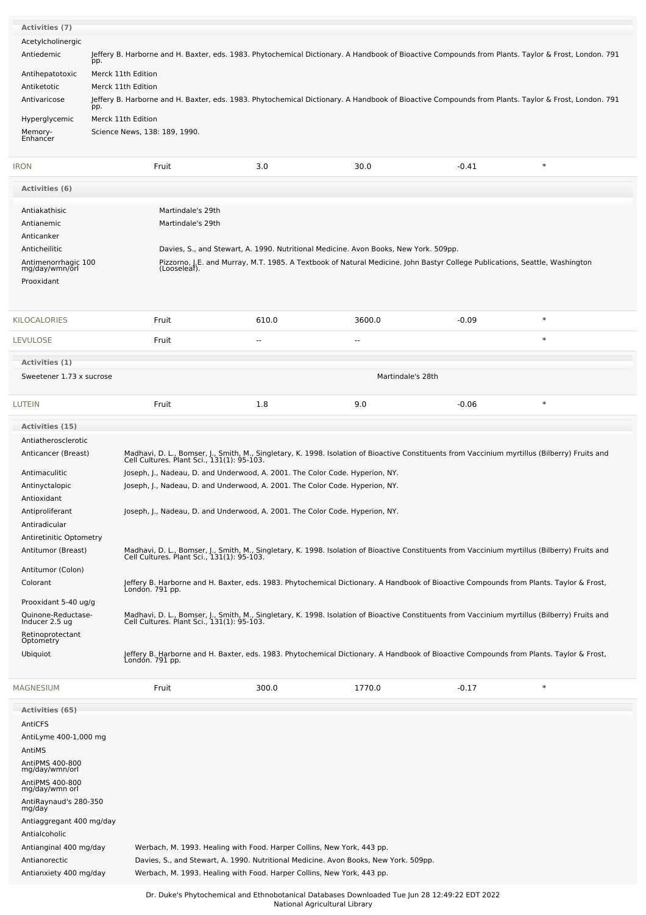**Activities (7)**

| Activity | Reference |
|---|---|
| Acetylcholinergic | |
| Antiedemic | Jeffery B. Harborne and H. Baxter, eds. 1983. Phytochemical Dictionary. A Handbook of Bioactive Compounds from Plants. Taylor & Frost, London. 791 pp. |
| Antihepatotoxic | Merck 11th Edition |
| Antiketotic | Merck 11th Edition |
| Antivaricose | Jeffery B. Harborne and H. Baxter, eds. 1983. Phytochemical Dictionary. A Handbook of Bioactive Compounds from Plants. Taylor & Frost, London. 791 pp. |
| Hyperglycemic | Merck 11th Edition |
| Memory-Enhancer | Science News, 138: 189, 1990. |

| IRON | Fruit | 3.0 | 30.0 | -0.41 | * |
|---|---|---|---|---|---|

**Activities (6)**

| Activity | Reference |
|---|---|
| Antiakathisic | Martindale's 29th |
| Antianemic | Martindale's 29th |
| Anticanker | |
| Anticheilitic | Davies, S., and Stewart, A. 1990. Nutritional Medicine. Avon Books, New York. 509pp. |
| Antimenorrhagic 100 mg/day/wmn/orl | Pizzorno, J.E. and Murray, M.T. 1985. A Textbook of Natural Medicine. John Bastyr College Publications, Seattle, Washington (Looseleaf). |
| Prooxidant | |

| KILOCALORIES | Fruit | 610.0 | 3600.0 | -0.09 | * |
|---|---|---|---|---|---|
| LEVULOSE | Fruit | -- | -- | | * |

**Activities (1)**

| Activity | Reference |
|---|---|
| Sweetener 1.73 x sucrose | Martindale's 28th |

| LUTEIN | Fruit | 1.8 | 9.0 | -0.06 | * |
|---|---|---|---|---|---|

**Activities (15)**

| Activity | Reference |
|---|---|
| Antiatherosclerotic | |
| Anticancer (Breast) | Madhavi, D. L., Bomser, J., Smith, M., Singletary, K. 1998. Isolation of Bioactive Constituents from Vaccinium myrtillus (Bilberry) Fruits and Cell Cultures. Plant Sci., 131(1): 95-103. |
| Antimaculitic | Joseph, J., Nadeau, D. and Underwood, A. 2001. The Color Code. Hyperion, NY. |
| Antinyctalopic | Joseph, J., Nadeau, D. and Underwood, A. 2001. The Color Code. Hyperion, NY. |
| Antioxidant | |
| Antiproliferant | Joseph, J., Nadeau, D. and Underwood, A. 2001. The Color Code. Hyperion, NY. |
| Antiradicular | |
| Antiretinitic Optometry | |
| Antitumor (Breast) | Madhavi, D. L., Bomser, J., Smith, M., Singletary, K. 1998. Isolation of Bioactive Constituents from Vaccinium myrtillus (Bilberry) Fruits and Cell Cultures. Plant Sci., 131(1): 95-103. |
| Antitumor (Colon) | |
| Colorant | Jeffery B. Harborne and H. Baxter, eds. 1983. Phytochemical Dictionary. A Handbook of Bioactive Compounds from Plants. Taylor & Frost, London. 791 pp. |
| Prooxidant 5-40 ug/g | |
| Quinone-Reductase-Inducer 2.5 ug | Madhavi, D. L., Bomser, J., Smith, M., Singletary, K. 1998. Isolation of Bioactive Constituents from Vaccinium myrtillus (Bilberry) Fruits and Cell Cultures. Plant Sci., 131(1): 95-103. |
| Retinoprotectant Optometry | |
| Ubiquiot | Jeffery B. Harborne and H. Baxter, eds. 1983. Phytochemical Dictionary. A Handbook of Bioactive Compounds from Plants. Taylor & Frost, London. 791 pp. |

| MAGNESIUM | Fruit | 300.0 | 1770.0 | -0.17 | * |
|---|---|---|---|---|---|

**Activities (65)**

| Activity | Reference |
|---|---|
| AntiCFS | |
| AntiLyme 400-1,000 mg | |
| AntiMS | |
| AntiPMS 400-800 mg/day/wmn/orl | |
| AntiPMS 400-800 mg/day/wmn orl | |
| AntiRaynaud's 280-350 mg/day | |
| Antiaggregant 400 mg/day | |
| Antialcoholic | |
| Antianginal 400 mg/day | Werbach, M. 1993. Healing with Food. Harper Collins, New York, 443 pp. |
| Antianorectic | Davies, S., and Stewart, A. 1990. Nutritional Medicine. Avon Books, New York. 509pp. |
| Antianxiety 400 mg/day | Werbach, M. 1993. Healing with Food. Harper Collins, New York, 443 pp. |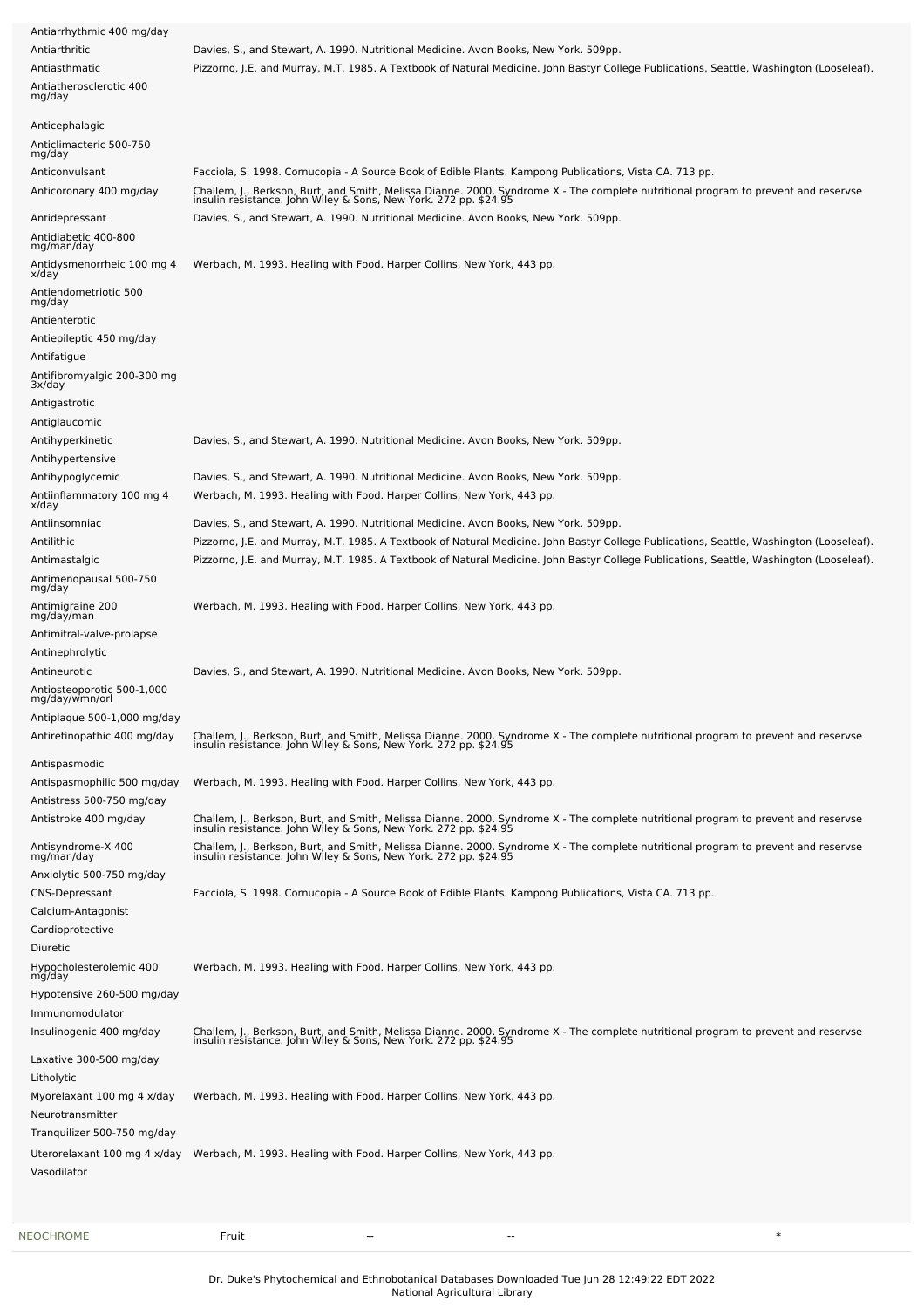| Activity | Reference |
|---|---|
| Antiarrhythmic 400 mg/day | |
| Antiarthritic | Davies, S., and Stewart, A. 1990. Nutritional Medicine. Avon Books, New York. 509pp. |
| Antiasthmatic | Pizzorno, J.E. and Murray, M.T. 1985. A Textbook of Natural Medicine. John Bastyr College Publications, Seattle, Washington (Looseleaf). |
| Antiatherosclerotic 400 mg/day | |
| Anticephalagic | |
| Anticlimacteric 500-750 mg/day | |
| Anticonvulsant | Facciola, S. 1998. Cornucopia - A Source Book of Edible Plants. Kampong Publications, Vista CA. 713 pp. |
| Anticoronary 400 mg/day | Challem, J., Berkson, Burt, and Smith, Melissa Dianne. 2000. Syndrome X - The complete nutritional program to prevent and reservse insulin resistance. John Wiley & Sons, New York. 272 pp. $24.95 |
| Antidepressant | Davies, S., and Stewart, A. 1990. Nutritional Medicine. Avon Books, New York. 509pp. |
| Antidiabetic 400-800 mg/man/day | |
| Antidysmenorrheic 100 mg 4 x/day | Werbach, M. 1993. Healing with Food. Harper Collins, New York, 443 pp. |
| Antiendometriotic 500 mg/day | |
| Antienterotic | |
| Antiepileptic 450 mg/day | |
| Antifatigue | |
| Antifibromyalgic 200-300 mg 3x/day | |
| Antigastrotic | |
| Antiglaucomic | |
| Antihyperkinetic | Davies, S., and Stewart, A. 1990. Nutritional Medicine. Avon Books, New York. 509pp. |
| Antihypertensive | |
| Antihypoglycemic | Davies, S., and Stewart, A. 1990. Nutritional Medicine. Avon Books, New York. 509pp. |
| Antiinflammatory 100 mg 4 x/day | Werbach, M. 1993. Healing with Food. Harper Collins, New York, 443 pp. |
| Antiinsomniac | Davies, S., and Stewart, A. 1990. Nutritional Medicine. Avon Books, New York. 509pp. |
| Antilithic | Pizzorno, J.E. and Murray, M.T. 1985. A Textbook of Natural Medicine. John Bastyr College Publications, Seattle, Washington (Looseleaf). |
| Antimastalgic | Pizzorno, J.E. and Murray, M.T. 1985. A Textbook of Natural Medicine. John Bastyr College Publications, Seattle, Washington (Looseleaf). |
| Antimenopausal 500-750 mg/day | |
| Antimigraine 200 mg/day/man | Werbach, M. 1993. Healing with Food. Harper Collins, New York, 443 pp. |
| Antimitral-valve-prolapse | |
| Antinephrolytic | |
| Antineurotic | Davies, S., and Stewart, A. 1990. Nutritional Medicine. Avon Books, New York. 509pp. |
| Antiosteoporotic 500-1,000 mg/day/wmn/orl | |
| Antiplaque 500-1,000 mg/day | |
| Antiretinopathic 400 mg/day | Challem, J., Berkson, Burt, and Smith, Melissa Dianne. 2000. Syndrome X - The complete nutritional program to prevent and reservse insulin resistance. John Wiley & Sons, New York. 272 pp. $24.95 |
| Antispasmodic | |
| Antispasmophilic 500 mg/day | Werbach, M. 1993. Healing with Food. Harper Collins, New York, 443 pp. |
| Antistress 500-750 mg/day | |
| Antistroke 400 mg/day | Challem, J., Berkson, Burt, and Smith, Melissa Dianne. 2000. Syndrome X - The complete nutritional program to prevent and reservse insulin resistance. John Wiley & Sons, New York. 272 pp. $24.95 |
| Antisyndrome-X 400 mg/man/day | Challem, J., Berkson, Burt, and Smith, Melissa Dianne. 2000. Syndrome X - The complete nutritional program to prevent and reservse insulin resistance. John Wiley & Sons, New York. 272 pp. $24.95 |
| Anxiolytic 500-750 mg/day | |
| CNS-Depressant | Facciola, S. 1998. Cornucopia - A Source Book of Edible Plants. Kampong Publications, Vista CA. 713 pp. |
| Calcium-Antagonist | |
| Cardioprotective | |
| Diuretic | |
| Hypocholesterolemic 400 mg/day | Werbach, M. 1993. Healing with Food. Harper Collins, New York, 443 pp. |
| Hypotensive 260-500 mg/day | |
| Immunomodulator | |
| Insulinogenic 400 mg/day | Challem, J., Berkson, Burt, and Smith, Melissa Dianne. 2000. Syndrome X - The complete nutritional program to prevent and reservse insulin resistance. John Wiley & Sons, New York. 272 pp. $24.95 |
| Laxative 300-500 mg/day | |
| Litholytic | |
| Myorelaxant 100 mg 4 x/day | Werbach, M. 1993. Healing with Food. Harper Collins, New York, 443 pp. |
| Neurotransmitter | |
| Tranquilizer 500-750 mg/day | |
| Uterorelaxant 100 mg 4 x/day | Werbach, M. 1993. Healing with Food. Harper Collins, New York, 443 pp. |
| Vasodilator | |

| | | | | |
|---|---|---|---|---|
| NEOCHROME | Fruit | -- | -- | * |

Dr. Duke's Phytochemical and Ethnobotanical Databases Downloaded Tue Jun 28 12:49:22 EDT 2022
National Agricultural Library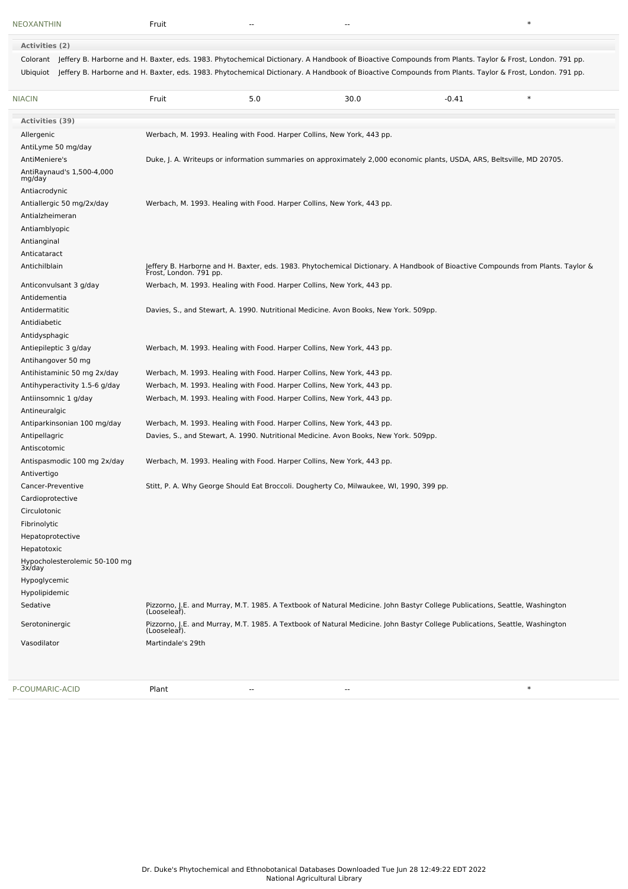| NEOXANTHIN | Fruit | -- | -- | | * |
|---|---|---|---|---|---|

**Activities (2)**

| | |
|---|---|
| Colorant | Jeffery B. Harborne and H. Baxter, eds. 1983. Phytochemical Dictionary. A Handbook of Bioactive Compounds from Plants. Taylor & Frost, London. 791 pp. |
| Ubiquiot | Jeffery B. Harborne and H. Baxter, eds. 1983. Phytochemical Dictionary. A Handbook of Bioactive Compounds from Plants. Taylor & Frost, London. 791 pp. |

| NIACIN | Fruit | 5.0 | 30.0 | -0.41 | * |
|---|---|---|---|---|---|

**Activities (39)**

| | |
|---|---|
| Allergenic | Werbach, M. 1993. Healing with Food. Harper Collins, New York, 443 pp. |
| AntiLyme 50 mg/day | |
| AntiMeniere's | Duke, J. A. Writeups or information summaries on approximately 2,000 economic plants, USDA, ARS, Beltsville, MD 20705. |
| AntiRaynaud's 1,500-4,000 mg/day | |
| Antiacrodynic | |
| Antiallergic 50 mg/2x/day | Werbach, M. 1993. Healing with Food. Harper Collins, New York, 443 pp. |
| Antialzheimeran | |
| Antiamblyopic | |
| Antianginal | |
| Anticataract | |
| Antichilblain | Jeffery B. Harborne and H. Baxter, eds. 1983. Phytochemical Dictionary. A Handbook of Bioactive Compounds from Plants. Taylor & Frost, London. 791 pp. |
| Anticonvulsant 3 g/day | Werbach, M. 1993. Healing with Food. Harper Collins, New York, 443 pp. |
| Antidementia | |
| Antidermatitic | Davies, S., and Stewart, A. 1990. Nutritional Medicine. Avon Books, New York. 509pp. |
| Antidiabetic | |
| Antidysphagic | |
| Antiepileptic 3 g/day | Werbach, M. 1993. Healing with Food. Harper Collins, New York, 443 pp. |
| Antihangover 50 mg | |
| Antihistaminic 50 mg 2x/day | Werbach, M. 1993. Healing with Food. Harper Collins, New York, 443 pp. |
| Antihyperactivity 1.5-6 g/day | Werbach, M. 1993. Healing with Food. Harper Collins, New York, 443 pp. |
| Antiinsomnic 1 g/day | Werbach, M. 1993. Healing with Food. Harper Collins, New York, 443 pp. |
| Antineuralgic | |
| Antiparkinsonian 100 mg/day | Werbach, M. 1993. Healing with Food. Harper Collins, New York, 443 pp. |
| Antipellagric | Davies, S., and Stewart, A. 1990. Nutritional Medicine. Avon Books, New York. 509pp. |
| Antiscotomic | |
| Antispasmodic 100 mg 2x/day | Werbach, M. 1993. Healing with Food. Harper Collins, New York, 443 pp. |
| Antivertigo | |
| Cancer-Preventive | Stitt, P. A. Why George Should Eat Broccoli. Dougherty Co, Milwaukee, WI, 1990, 399 pp. |
| Cardioprotective | |
| Circulotonic | |
| Fibrinolytic | |
| Hepatoprotective | |
| Hepatotoxic | |
| Hypocholesterolemic 50-100 mg 3x/day | |
| Hypoglycemic | |
| Hypolipidemic | |
| Sedative | Pizzorno, J.E. and Murray, M.T. 1985. A Textbook of Natural Medicine. John Bastyr College Publications, Seattle, Washington (Looseleaf). |
| Serotoninergic | Pizzorno, J.E. and Murray, M.T. 1985. A Textbook of Natural Medicine. John Bastyr College Publications, Seattle, Washington (Looseleaf). |
| Vasodilator | Martindale's 29th |

| P-COUMARIC-ACID | Plant | -- | -- | | * |
|---|---|---|---|---|---|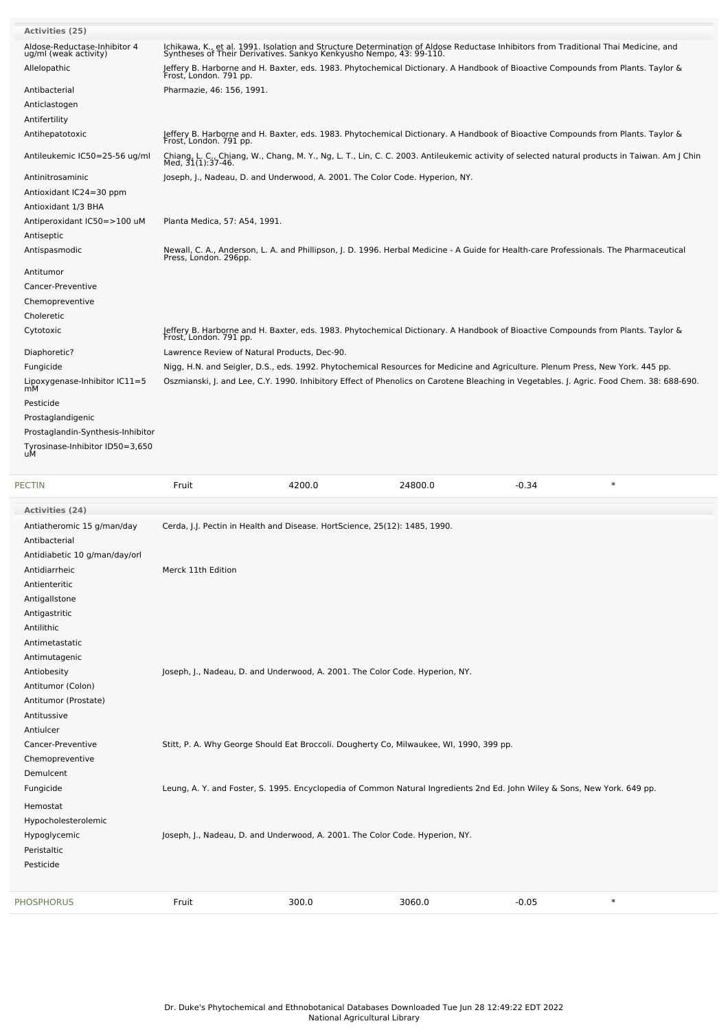| Activities (25) | |
|---|---|
| Aldose-Reductase-Inhibitor 4 ug/ml (weak activity) | Ichikawa, K., et al. 1991. Isolation and Structure Determination of Aldose Reductase Inhibitors from Traditional Thai Medicine, and Syntheses of Their Derivatives. Sankyo Kenkyusho Nempo, 43: 99-110. |
| Allelopathic | Jeffery B. Harborne and H. Baxter, eds. 1983. Phytochemical Dictionary. A Handbook of Bioactive Compounds from Plants. Taylor & Frost, London. 791 pp. |
| Antibacterial | Pharmazie, 46: 156, 1991. |
| Anticlastogen | |
| Antifertility | |
| Antihepatotoxic | Jeffery B. Harborne and H. Baxter, eds. 1983. Phytochemical Dictionary. A Handbook of Bioactive Compounds from Plants. Taylor & Frost, London. 791 pp. |
| Antileukemic IC50=25-56 ug/ml | Chiang, L. C., Chiang, W., Chang, M. Y., Ng, L. T., Lin, C. C. 2003. Antileukemic activity of selected natural products in Taiwan. Am J Chin Med, 31(1):37-46. |
| Antinitrosaminic | Joseph, J., Nadeau, D. and Underwood, A. 2001. The Color Code. Hyperion, NY. |
| Antioxidant IC24=30 ppm | |
| Antioxidant 1/3 BHA | |
| Antiperoxidant IC50=>100 uM | Planta Medica, 57: A54, 1991. |
| Antiseptic | |
| Antispasmodic | Newall, C. A., Anderson, L. A. and Phillipson, J. D. 1996. Herbal Medicine - A Guide for Health-care Professionals. The Pharmaceutical Press, London. 296pp. |
| Antitumor | |
| Cancer-Preventive | |
| Chemopreventive | |
| Choleretic | |
| Cytotoxic | Jeffery B. Harborne and H. Baxter, eds. 1983. Phytochemical Dictionary. A Handbook of Bioactive Compounds from Plants. Taylor & Frost, London. 791 pp. |
| Diaphoretic? | Lawrence Review of Natural Products, Dec-90. |
| Fungicide | Nigg, H.N. and Seigler, D.S., eds. 1992. Phytochemical Resources for Medicine and Agriculture. Plenum Press, New York. 445 pp. |
| Lipoxygenase-Inhibitor IC11=5 mM | Oszmianski, J. and Lee, C.Y. 1990. Inhibitory Effect of Phenolics on Carotene Bleaching in Vegetables. J. Agric. Food Chem. 38: 688-690. |
| Pesticide | |
| Prostaglandigenic | |
| Prostaglandin-Synthesis-Inhibitor | |
| Tyrosinase-Inhibitor ID50=3,650 uM | |

| PECTIN | Fruit | 4200.0 | 24800.0 | -0.34 | * |
|---|---|---|---|---|---|

| Activities (24) | |
|---|---|
| Antiatheromic 15 g/man/day | Cerda, J.J. Pectin in Health and Disease. HortScience, 25(12): 1485, 1990. |
| Antibacterial | |
| Antidiabetic 10 g/man/day/orl | |
| Antidiarrheic | Merck 11th Edition |
| Antienteritic | |
| Antigallstone | |
| Antigastritic | |
| Antilithic | |
| Antimetastatic | |
| Antimutagenic | |
| Antiobesity | Joseph, J., Nadeau, D. and Underwood, A. 2001. The Color Code. Hyperion, NY. |
| Antitumor (Colon) | |
| Antitumor (Prostate) | |
| Antitussive | |
| Antiulcer | |
| Cancer-Preventive | Stitt, P. A. Why George Should Eat Broccoli. Dougherty Co, Milwaukee, WI, 1990, 399 pp. |
| Chemopreventive | |
| Demulcent | |
| Fungicide | Leung, A. Y. and Foster, S. 1995. Encyclopedia of Common Natural Ingredients 2nd Ed. John Wiley & Sons, New York. 649 pp. |
| Hemostat | |
| Hypocholesterolemic | |
| Hypoglycemic | Joseph, J., Nadeau, D. and Underwood, A. 2001. The Color Code. Hyperion, NY. |
| Peristaltic | |
| Pesticide | |

| PHOSPHORUS | Fruit | 300.0 | 3060.0 | -0.05 | * |
|---|---|---|---|---|---|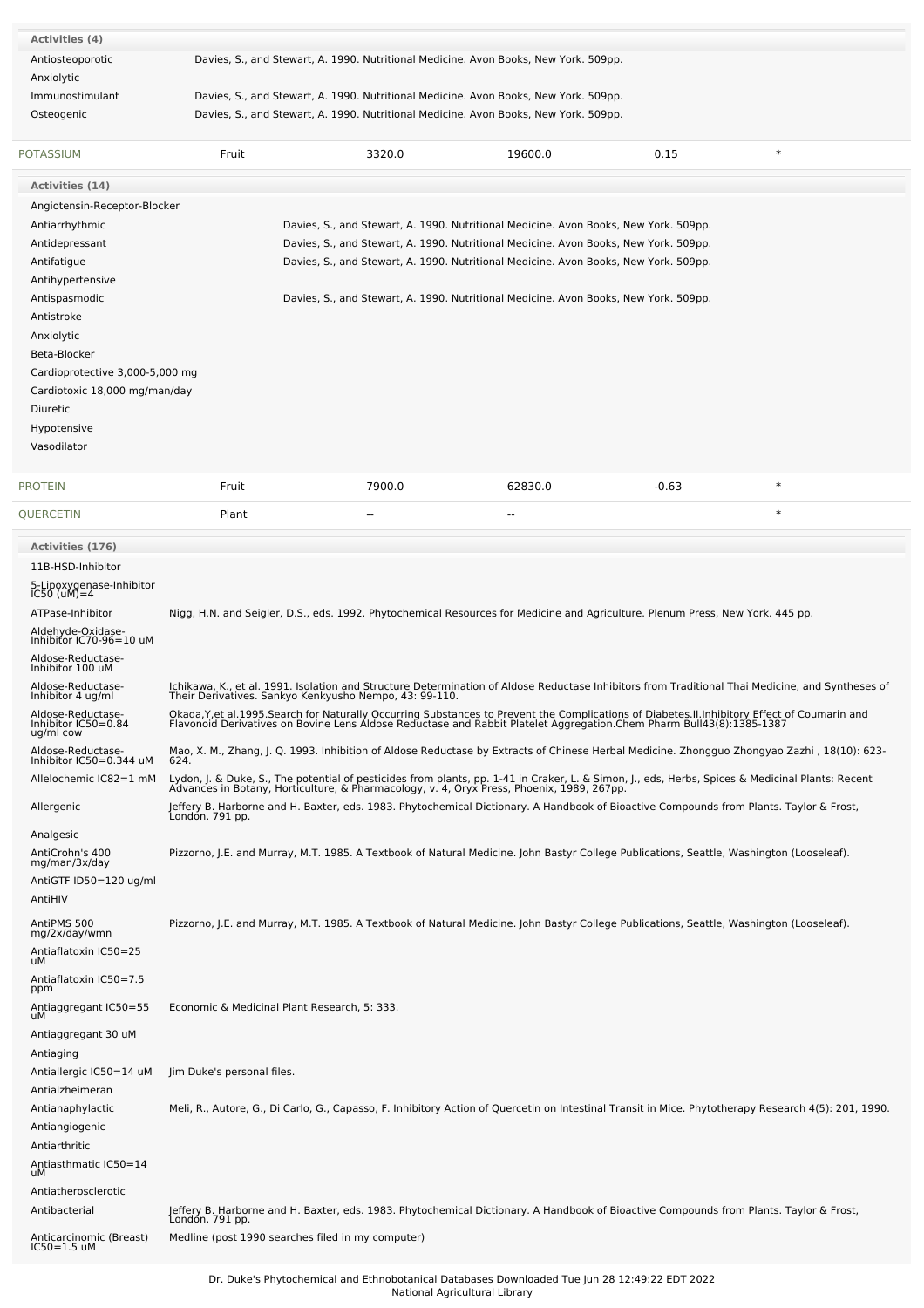| Activities (4) | |
|---|---|
| Antiosteoporotic | Davies, S., and Stewart, A. 1990. Nutritional Medicine. Avon Books, New York. 509pp. |
| Anxiolytic | |
| Immunostimulant | Davies, S., and Stewart, A. 1990. Nutritional Medicine. Avon Books, New York. 509pp. |
| Osteogenic | Davies, S., and Stewart, A. 1990. Nutritional Medicine. Avon Books, New York. 509pp. |

| POTASSIUM | Fruit | 3320.0 | 19600.0 | 0.15 | * |
|---|---|---|---|---|---|

| Activities (14) | |
|---|---|
| Angiotensin-Receptor-Blocker | |
| Antiarrhythmic | Davies, S., and Stewart, A. 1990. Nutritional Medicine. Avon Books, New York. 509pp. |
| Antidepressant | Davies, S., and Stewart, A. 1990. Nutritional Medicine. Avon Books, New York. 509pp. |
| Antifatigue | Davies, S., and Stewart, A. 1990. Nutritional Medicine. Avon Books, New York. 509pp. |
| Antihypertensive | |
| Antispasmodic | Davies, S., and Stewart, A. 1990. Nutritional Medicine. Avon Books, New York. 509pp. |
| Antistroke | |
| Anxiolytic | |
| Beta-Blocker | |
| Cardioprotective 3,000-5,000 mg | |
| Cardiotoxic 18,000 mg/man/day | |
| Diuretic | |
| Hypotensive | |
| Vasodilator | |

| PROTEIN | Fruit | 7900.0 | 62830.0 | -0.63 | * |
|---|---|---|---|---|---|
| QUERCETIN | Plant | -- | -- | | * |

| Activities (176) | |
|---|---|
| 11B-HSD-Inhibitor | |
| 5-Lipoxygenase-Inhibitor IC50 (uM)=4 | |
| ATPase-Inhibitor | Nigg, H.N. and Seigler, D.S., eds. 1992. Phytochemical Resources for Medicine and Agriculture. Plenum Press, New York. 445 pp. |
| Aldehyde-Oxidase-Inhibitor IC70-96=10 uM | |
| Aldose-Reductase-Inhibitor 100 uM | |
| Aldose-Reductase-Inhibitor 4 ug/ml | Ichikawa, K., et al. 1991. Isolation and Structure Determination of Aldose Reductase Inhibitors from Traditional Thai Medicine, and Syntheses of Their Derivatives. Sankyo Kenkyusho Nempo, 43: 99-110. |
| Aldose-Reductase-Inhibitor IC50=0.84 ug/ml cow | Okada,Y,et al.1995.Search for Naturally Occurring Substances to Prevent the Complications of Diabetes.II.Inhibitory Effect of Coumarin and Flavonoid Derivatives on Bovine Lens Aldose Reductase and Rabbit Platelet Aggregation.Chem Pharm Bull43(8):1385-1387 |
| Aldose-Reductase-Inhibitor IC50=0.344 uM | Mao, X. M., Zhang, J. Q. 1993. Inhibition of Aldose Reductase by Extracts of Chinese Herbal Medicine. Zhongguo Zhongyao Zazhi , 18(10): 623-624. |
| Allelochemic IC82=1 mM | Lydon, J. & Duke, S., The potential of pesticides from plants, pp. 1-41 in Craker, L. & Simon, J., eds, Herbs, Spices & Medicinal Plants: Recent Advances in Botany, Horticulture, & Pharmacology, v. 4, Oryx Press, Phoenix, 1989, 267pp. |
| Allergenic | Jeffery B. Harborne and H. Baxter, eds. 1983. Phytochemical Dictionary. A Handbook of Bioactive Compounds from Plants. Taylor & Frost, London. 791 pp. |
| Analgesic | |
| AntiCrohn's 400 mg/man/3x/day | Pizzorno, J.E. and Murray, M.T. 1985. A Textbook of Natural Medicine. John Bastyr College Publications, Seattle, Washington (Looseleaf). |
| AntiGTF ID50=120 ug/ml | |
| AntiHIV | |
| AntiPMS 500 mg/2x/day/wmn | Pizzorno, J.E. and Murray, M.T. 1985. A Textbook of Natural Medicine. John Bastyr College Publications, Seattle, Washington (Looseleaf). |
| Antiaflatoxin IC50=25 uM | |
| Antiaflatoxin IC50=7.5 ppm | |
| Antiaggregant IC50=55 uM | Economic & Medicinal Plant Research, 5: 333. |
| Antiaggregant 30 uM | |
| Antiaging | |
| Antiallergic IC50=14 uM | Jim Duke's personal files. |
| Antialzheimeran | |
| Antianaphylactic | Meli, R., Autore, G., Di Carlo, G., Capasso, F. Inhibitory Action of Quercetin on Intestinal Transit in Mice. Phytotherapy Research 4(5): 201, 1990. |
| Antiangiogenic | |
| Antiarthritic | |
| Antiasthmatic IC50=14 uM | |
| Antiatherosclerotic | |
| Antibacterial | Jeffery B. Harborne and H. Baxter, eds. 1983. Phytochemical Dictionary. A Handbook of Bioactive Compounds from Plants. Taylor & Frost, London. 791 pp. |
| Anticarcinomic (Breast) IC50=1.5 uM | Medline (post 1990 searches filed in my computer) |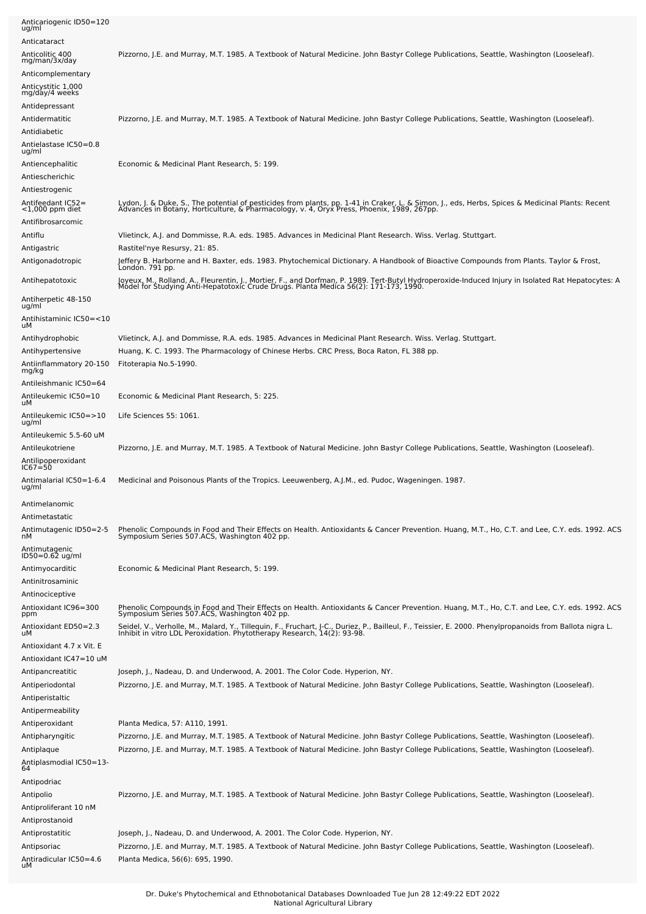| | |
|---|---|
| Anticariogenic ID50=120 ug/ml | |
| Anticataract | |
| Anticolitic 400 mg/man/3x/day | Pizzorno, J.E. and Murray, M.T. 1985. A Textbook of Natural Medicine. John Bastyr College Publications, Seattle, Washington (Looseleaf). |
| Anticomplementary | |
| Anticystitic 1,000 mg/day/4 weeks | |
| Antidepressant | |
| Antidermatitic | Pizzorno, J.E. and Murray, M.T. 1985. A Textbook of Natural Medicine. John Bastyr College Publications, Seattle, Washington (Looseleaf). |
| Antidiabetic | |
| Antielastase IC50=0.8 ug/ml | |
| Antiencephalitic | Economic & Medicinal Plant Research, 5: 199. |
| Antiescherichic | |
| Antiestrogenic | |
| Antifeedant IC52= <1,000 ppm diet | Lydon, J. & Duke, S., The potential of pesticides from plants, pp. 1-41 in Craker, L. & Simon, J., eds, Herbs, Spices & Medicinal Plants: Recent Advances in Botany, Horticulture, & Pharmacology, v. 4, Oryx Press, Phoenix, 1989, 267pp. |
| Antifibrosarcomic | |
| Antiflu | Vlietinck, A.J. and Dommisse, R.A. eds. 1985. Advances in Medicinal Plant Research. Wiss. Verlag. Stuttgart. |
| Antigastric | Rastitel'nye Resursy, 21: 85. |
| Antigonadotropic | Jeffery B. Harborne and H. Baxter, eds. 1983. Phytochemical Dictionary. A Handbook of Bioactive Compounds from Plants. Taylor & Frost, London. 791 pp. |
| Antihepatotoxic | Joyeux, M., Rolland, A., Fleurentin, J., Mortier, F., and Dorfman, P. 1989. Tert-Butyl Hydroperoxide-Induced Injury in Isolated Rat Hepatocytes: A Model for Studying Anti-Hepatotoxic Crude Drugs. Planta Medica 56(2): 171-173, 1990. |
| Antiherpetic 48-150 ug/ml | |
| Antihistaminic IC50=<10 uM | |
| Antihydrophobic | Vlietinck, A.J. and Dommisse, R.A. eds. 1985. Advances in Medicinal Plant Research. Wiss. Verlag. Stuttgart. |
| Antihypertensive | Huang, K. C. 1993. The Pharmacology of Chinese Herbs. CRC Press, Boca Raton, FL 388 pp. |
| Antiinflammatory 20-150 mg/kg | Fitoterapia No.5-1990. |
| Antileishmanic IC50=64 | |
| Antileukemic IC50=10 uM | Economic & Medicinal Plant Research, 5: 225. |
| Antileukemic IC50=>10 ug/ml | Life Sciences 55: 1061. |
| Antileukemic 5.5-60 uM | |
| Antileukotriene | Pizzorno, J.E. and Murray, M.T. 1985. A Textbook of Natural Medicine. John Bastyr College Publications, Seattle, Washington (Looseleaf). |
| Antilipoperoxidant IC67=50 | |
| Antimalarial IC50=1-6.4 ug/ml | Medicinal and Poisonous Plants of the Tropics. Leeuwenberg, A.J.M., ed. Pudoc, Wageningen. 1987. |
| Antimelanomic | |
| Antimetastatic | |
| Antimutagenic ID50=2-5 nM | Phenolic Compounds in Food and Their Effects on Health. Antioxidants & Cancer Prevention. Huang, M.T., Ho, C.T. and Lee, C.Y. eds. 1992. ACS Symposium Series 507.ACS, Washington 402 pp. |
| Antimutagenic ID50=0.62 ug/ml | |
| Antimyocarditic | Economic & Medicinal Plant Research, 5: 199. |
| Antinitrosaminic | |
| Antinociceptive | |
| Antioxidant IC96=300 ppm | Phenolic Compounds in Food and Their Effects on Health. Antioxidants & Cancer Prevention. Huang, M.T., Ho, C.T. and Lee, C.Y. eds. 1992. ACS Symposium Series 507.ACS, Washington 402 pp. |
| Antioxidant ED50=2.3 uM | Seidel, V., Verholle, M., Malard, Y., Tillequin, F., Fruchart, J-C., Duriez, P., Bailleul, F., Teissier, E. 2000. Phenylpropanoids from Ballota nigra L. Inhibit in vitro LDL Peroxidation. Phytotherapy Research, 14(2): 93-98. |
| Antioxidant 4.7 x Vit. E | |
| Antioxidant IC47=10 uM | |
| Antipancreatitic | Joseph, J., Nadeau, D. and Underwood, A. 2001. The Color Code. Hyperion, NY. |
| Antiperiodontal | Pizzorno, J.E. and Murray, M.T. 1985. A Textbook of Natural Medicine. John Bastyr College Publications, Seattle, Washington (Looseleaf). |
| Antiperistaltic | |
| Antipermeability | |
| Antiperoxidant | Planta Medica, 57: A110, 1991. |
| Antipharyngitic | Pizzorno, J.E. and Murray, M.T. 1985. A Textbook of Natural Medicine. John Bastyr College Publications, Seattle, Washington (Looseleaf). |
| Antiplaque | Pizzorno, J.E. and Murray, M.T. 1985. A Textbook of Natural Medicine. John Bastyr College Publications, Seattle, Washington (Looseleaf). |
| Antiplasmodial IC50=13-64 | |
| Antipodriac | |
| Antipolio | Pizzorno, J.E. and Murray, M.T. 1985. A Textbook of Natural Medicine. John Bastyr College Publications, Seattle, Washington (Looseleaf). |
| Antiproliferant 10 nM | |
| Antiprostanoid | |
| Antiprostatitic | Joseph, J., Nadeau, D. and Underwood, A. 2001. The Color Code. Hyperion, NY. |
| Antipsoriac | Pizzorno, J.E. and Murray, M.T. 1985. A Textbook of Natural Medicine. John Bastyr College Publications, Seattle, Washington (Looseleaf). |
| Antiradicular IC50=4.6 uM | Planta Medica, 56(6): 695, 1990. |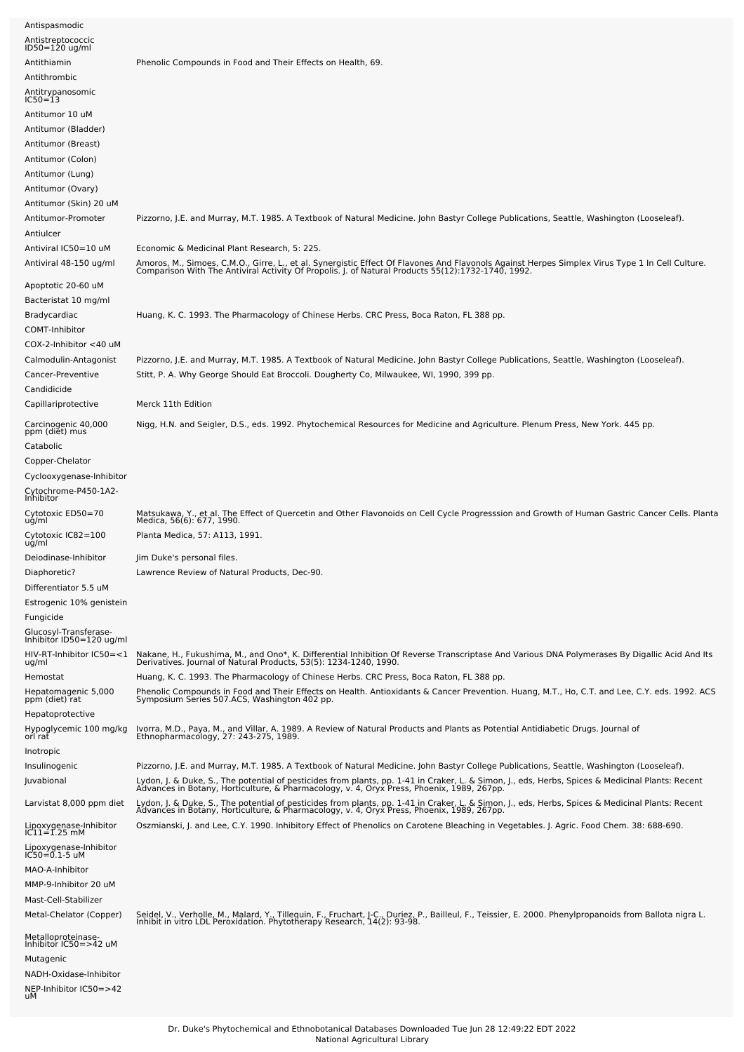| | |
|---|---|
| Antispasmodic | |
| Antistreptococcic ID50=120 ug/ml | |
| Antithiamin | Phenolic Compounds in Food and Their Effects on Health, 69. |
| Antithrombic | |
| Antitrypanosomic IC50=13 | |
| Antitumor 10 uM | |
| Antitumor (Bladder) | |
| Antitumor (Breast) | |
| Antitumor (Colon) | |
| Antitumor (Lung) | |
| Antitumor (Ovary) | |
| Antitumor (Skin) 20 uM | |
| Antitumor-Promoter | Pizzorno, J.E. and Murray, M.T. 1985. A Textbook of Natural Medicine. John Bastyr College Publications, Seattle, Washington (Looseleaf). |
| Antiulcer | |
| Antiviral IC50=10 uM | Economic & Medicinal Plant Research, 5: 225. |
| Antiviral 48-150 ug/ml | Amoros, M., Simoes, C.M.O., Girre, L., et al. Synergistic Effect Of Flavones And Flavonols Against Herpes Simplex Virus Type 1 In Cell Culture. Comparison With The Antiviral Activity Of Propolis. J. of Natural Products 55(12):1732-1740, 1992. |
| Apoptotic 20-60 uM | |
| Bacteristat 10 mg/ml | |
| Bradycardiac | Huang, K. C. 1993. The Pharmacology of Chinese Herbs. CRC Press, Boca Raton, FL 388 pp. |
| COMT-Inhibitor | |
| COX-2-Inhibitor <40 uM | |
| Calmodulin-Antagonist | Pizzorno, J.E. and Murray, M.T. 1985. A Textbook of Natural Medicine. John Bastyr College Publications, Seattle, Washington (Looseleaf). |
| Cancer-Preventive | Stitt, P. A. Why George Should Eat Broccoli. Dougherty Co, Milwaukee, WI, 1990, 399 pp. |
| Candidicide | |
| Capillariprotective | Merck 11th Edition |
| Carcinogenic 40,000 ppm (diet) mus | Nigg, H.N. and Seigler, D.S., eds. 1992. Phytochemical Resources for Medicine and Agriculture. Plenum Press, New York. 445 pp. |
| Catabolic | |
| Copper-Chelator | |
| Cyclooxygenase-Inhibitor | |
| Cytochrome-P450-1A2-Inhibitor | |
| Cytotoxic ED50=70 ug/ml | Matsukawa, Y., et al. The Effect of Quercetin and Other Flavonoids on Cell Cycle Progresssion and Growth of Human Gastric Cancer Cells. Planta Medica, 56(6): 677, 1990. |
| Cytotoxic IC82=100 ug/ml | Planta Medica, 57: A113, 1991. |
| Deiodinase-Inhibitor | Jim Duke's personal files. |
| Diaphoretic? | Lawrence Review of Natural Products, Dec-90. |
| Differentiator 5.5 uM | |
| Estrogenic 10% genistein | |
| Fungicide | |
| Glucosyl-Transferase-Inhibitor ID50=120 ug/ml | |
| HIV-RT-Inhibitor IC50=<1 ug/ml | Nakane, H., Fukushima, M., and Ono*, K. Differential Inhibition Of Reverse Transcriptase And Various DNA Polymerases By Digallic Acid And Its Derivatives. Journal of Natural Products, 53(5): 1234-1240, 1990. |
| Hemostat | Huang, K. C. 1993. The Pharmacology of Chinese Herbs. CRC Press, Boca Raton, FL 388 pp. |
| Hepatomagenic 5,000 ppm (diet) rat | Phenolic Compounds in Food and Their Effects on Health. Antioxidants & Cancer Prevention. Huang, M.T., Ho, C.T. and Lee, C.Y. eds. 1992. ACS Symposium Series 507.ACS, Washington 402 pp. |
| Hepatoprotective | |
| Hypoglycemic 100 mg/kg orl rat | Ivorra, M.D., Paya, M., and Villar, A. 1989. A Review of Natural Products and Plants as Potential Antidiabetic Drugs. Journal of Ethnopharmacology, 27: 243-275, 1989. |
| Inotropic | |
| Insulinogenic | Pizzorno, J.E. and Murray, M.T. 1985. A Textbook of Natural Medicine. John Bastyr College Publications, Seattle, Washington (Looseleaf). |
| Juvabional | Lydon, J. & Duke, S., The potential of pesticides from plants, pp. 1-41 in Craker, L. & Simon, J., eds, Herbs, Spices & Medicinal Plants: Recent Advances in Botany, Horticulture, & Pharmacology, v. 4, Oryx Press, Phoenix, 1989, 267pp. |
| Larvistat 8,000 ppm diet | Lydon, J. & Duke, S., The potential of pesticides from plants, pp. 1-41 in Craker, L. & Simon, J., eds, Herbs, Spices & Medicinal Plants: Recent Advances in Botany, Horticulture, & Pharmacology, v. 4, Oryx Press, Phoenix, 1989, 267pp. |
| Lipoxygenase-Inhibitor IC11=1.25 mM | Oszmianski, J. and Lee, C.Y. 1990. Inhibitory Effect of Phenolics on Carotene Bleaching in Vegetables. J. Agric. Food Chem. 38: 688-690. |
| Lipoxygenase-Inhibitor IC50=0.1-5 uM | |
| MAO-A-Inhibitor | |
| MMP-9-Inhibitor 20 uM | |
| Mast-Cell-Stabilizer | |
| Metal-Chelator (Copper) | Seidel, V., Verholle, M., Malard, Y., Tillequin, F., Fruchart, J-C., Duriez, P., Bailleul, F., Teissier, E. 2000. Phenylpropanoids from Ballota nigra L. Inhibit in vitro LDL Peroxidation. Phytotherapy Research, 14(2): 93-98. |
| Metalloproteinase-Inhibitor IC50=>42 uM | |
| Mutagenic | |
| NADH-Oxidase-Inhibitor | |
| NEP-Inhibitor IC50=>42 uM | |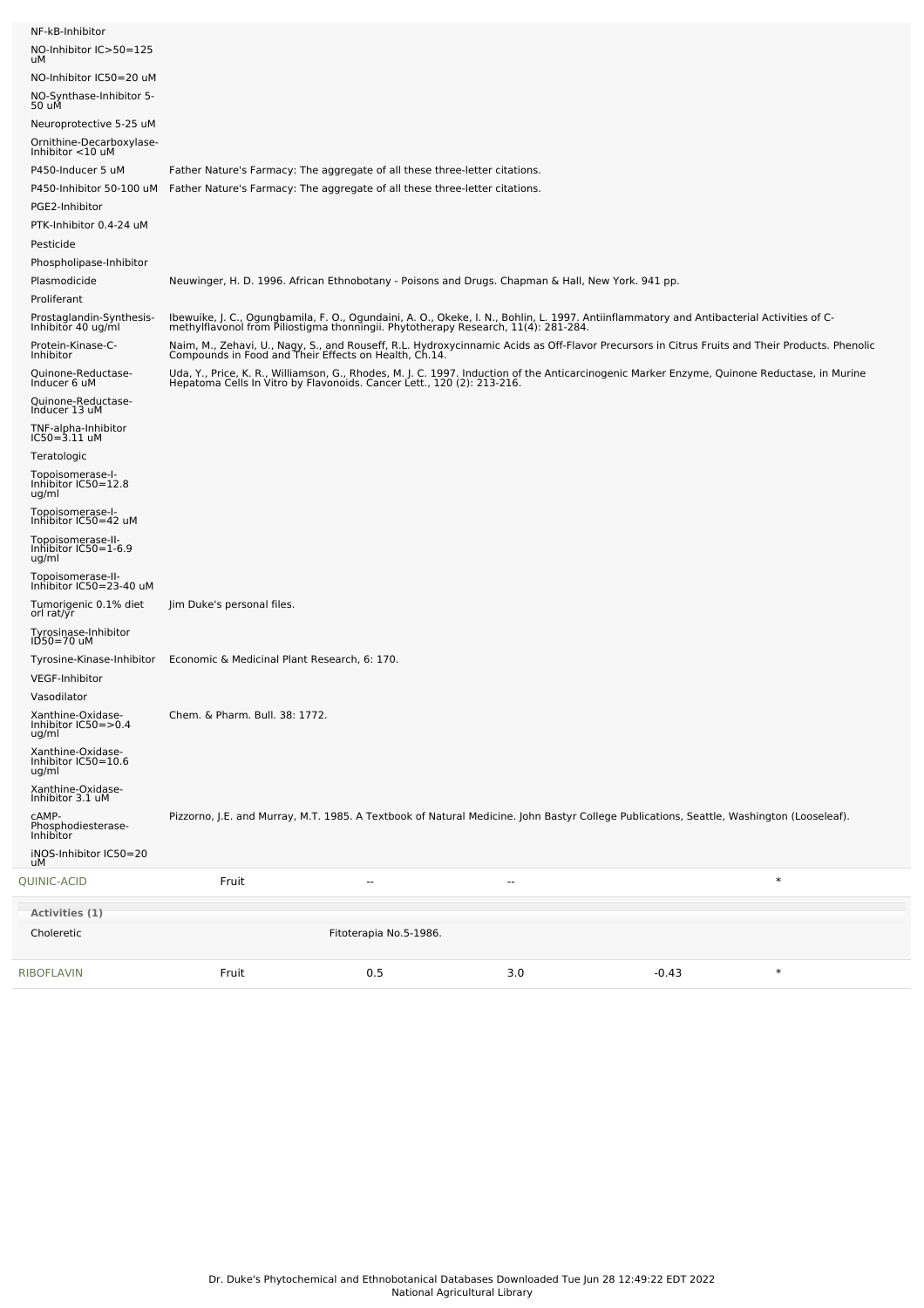| Activity | Reference |
|---|---|
| NF-kB-Inhibitor | |
| NO-Inhibitor IC>50=125 uM | |
| NO-Inhibitor IC50=20 uM | |
| NO-Synthase-Inhibitor 5-50 uM | |
| Neuroprotective 5-25 uM | |
| Ornithine-Decarboxylase-Inhibitor <10 uM | |
| P450-Inducer 5 uM | Father Nature's Farmacy: The aggregate of all these three-letter citations. |
| P450-Inhibitor 50-100 uM | Father Nature's Farmacy: The aggregate of all these three-letter citations. |
| PGE2-Inhibitor | |
| PTK-Inhibitor 0.4-24 uM | |
| Pesticide | |
| Phospholipase-Inhibitor | |
| Plasmodicide | Neuwinger, H. D. 1996. African Ethnobotany - Poisons and Drugs. Chapman & Hall, New York. 941 pp. |
| Proliferant | |
| Prostaglandin-Synthesis-Inhibitor 40 ug/ml | Ibewuike, J. C., Ogungbamila, F. O., Ogundaini, A. O., Okeke, I. N., Bohlin, L. 1997. Antiinflammatory and Antibacterial Activities of C-methylflavonol from Piliostigma thonningii. Phytotherapy Research, 11(4): 281-284. |
| Protein-Kinase-C-Inhibitor | Naim, M., Zehavi, U., Nagy, S., and Rouseff, R.L. Hydroxycinnamic Acids as Off-Flavor Precursors in Citrus Fruits and Their Products. Phenolic Compounds in Food and Their Effects on Health, Ch.14. |
| Quinone-Reductase-Inducer 6 uM | Uda, Y., Price, K. R., Williamson, G., Rhodes, M. J. C. 1997. Induction of the Anticarcinogenic Marker Enzyme, Quinone Reductase, in Murine Hepatoma Cells In Vitro by Flavonoids. Cancer Lett., 120 (2): 213-216. |
| Quinone-Reductase-Inducer 13 uM | |
| TNF-alpha-Inhibitor IC50=3.11 uM | |
| Teratologic | |
| Topoisomerase-I-Inhibitor IC50=12.8 ug/ml | |
| Topoisomerase-I-Inhibitor IC50=42 uM | |
| Topoisomerase-II-Inhibitor IC50=1-6.9 ug/ml | |
| Topoisomerase-II-Inhibitor IC50=23-40 uM | |
| Tumorigenic 0.1% diet orl rat/yr | Jim Duke's personal files. |
| Tyrosinase-Inhibitor ID50=70 uM | |
| Tyrosine-Kinase-Inhibitor | Economic & Medicinal Plant Research, 6: 170. |
| VEGF-Inhibitor | |
| Vasodilator | |
| Xanthine-Oxidase-Inhibitor IC50=>0.4 ug/ml | Chem. & Pharm. Bull. 38: 1772. |
| Xanthine-Oxidase-Inhibitor IC50=10.6 ug/ml | |
| Xanthine-Oxidase-Inhibitor 3.1 uM | |
| cAMP-Phosphodiesterase-Inhibitor | Pizzorno, J.E. and Murray, M.T. 1985. A Textbook of Natural Medicine. John Bastyr College Publications, Seattle, Washington (Looseleaf). |
| iNOS-Inhibitor IC50=20 uM | |

| QUINIC-ACID | Fruit | -- | -- | | * |
|---|---|---|---|---|---|

**Activities (1)**

| Activity | Reference |
|---|---|
| Choleretic | Fitoterapia No.5-1986. |

| RIBOFLAVIN | Fruit | 0.5 | 3.0 | -0.43 | * |
|---|---|---|---|---|---|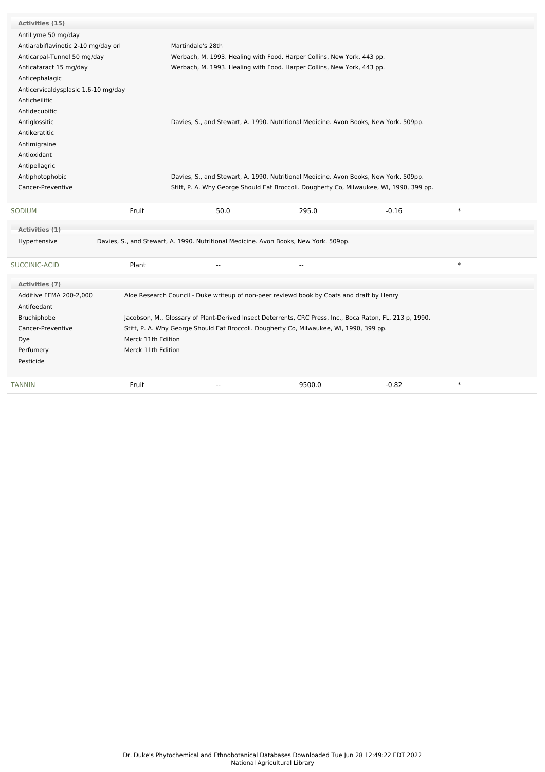**Activities (15)**

| Activity | Reference |
|---|---|
| AntiLyme 50 mg/day | |
| Antiarabiflavinotic 2-10 mg/day orl | Martindale's 28th |
| Anticarpal-Tunnel 50 mg/day | Werbach, M. 1993. Healing with Food. Harper Collins, New York, 443 pp. |
| Anticataract 15 mg/day | Werbach, M. 1993. Healing with Food. Harper Collins, New York, 443 pp. |
| Anticephalagic | |
| Anticervicaldysplasic 1.6-10 mg/day | |
| Anticheilitic | |
| Antidecubitic | |
| Antiglossitic | Davies, S., and Stewart, A. 1990. Nutritional Medicine. Avon Books, New York. 509pp. |
| Antikeratitic | |
| Antimigraine | |
| Antioxidant | |
| Antipellagric | |
| Antiphotophobic | Davies, S., and Stewart, A. 1990. Nutritional Medicine. Avon Books, New York. 509pp. |
| Cancer-Preventive | Stitt, P. A. Why George Should Eat Broccoli. Dougherty Co, Milwaukee, WI, 1990, 399 pp. |

| Chemical | Part | Low | High | SD | |
|---|---|---|---|---|---|
| SODIUM | Fruit | 50.0 | 295.0 | -0.16 | * |

**Activities (1)**

| Activity | Reference |
|---|---|
| Hypertensive | Davies, S., and Stewart, A. 1990. Nutritional Medicine. Avon Books, New York. 509pp. |

| Chemical | Part | Low | High | SD | |
|---|---|---|---|---|---|
| SUCCINIC-ACID | Plant | -- | -- | | * |

**Activities (7)**

| Activity | Reference |
|---|---|
| Additive FEMA 200-2,000 | Aloe Research Council - Duke writeup of non-peer reviewd book by Coats and draft by Henry |
| Antifeedant | |
| Bruchiphobe | Jacobson, M., Glossary of Plant-Derived Insect Deterrents, CRC Press, Inc., Boca Raton, FL, 213 p, 1990. |
| Cancer-Preventive | Stitt, P. A. Why George Should Eat Broccoli. Dougherty Co, Milwaukee, WI, 1990, 399 pp. |
| Dye | Merck 11th Edition |
| Perfumery | Merck 11th Edition |
| Pesticide | |

| Chemical | Part | Low | High | SD | |
|---|---|---|---|---|---|
| TANNIN | Fruit | -- | 9500.0 | -0.82 | * |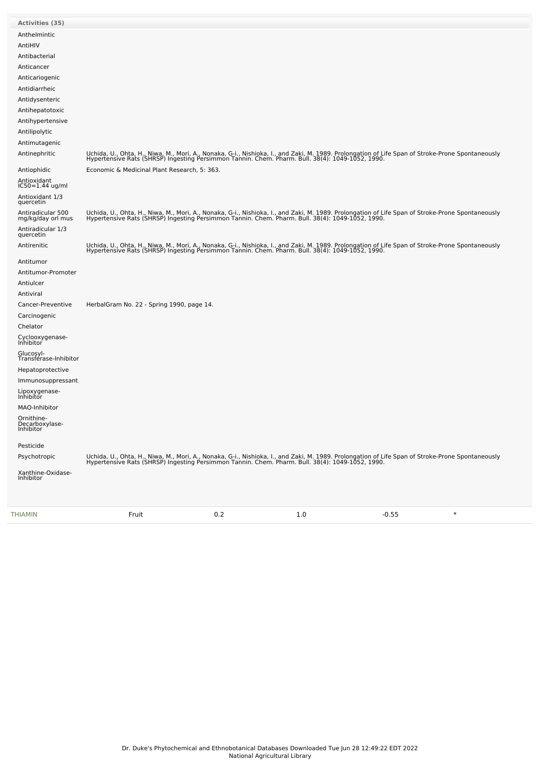| Activities (35) | |
|---|---|
| Anthelmintic | |
| AntiHIV | |
| Antibacterial | |
| Anticancer | |
| Anticariogenic | |
| Antidiarrheic | |
| Antidysenteric | |
| Antihepatotoxic | |
| Antihypertensive | |
| Antilipolytic | |
| Antimutagenic | |
| Antinephritic | Uchida, U., Ohta, H., Niwa, M., Mori, A., Nonaka, G-i., Nishioka, I., and Zaki, M. 1989. Prolongation of Life Span of Stroke-Prone Spontaneously Hypertensive Rats (SHRSP) Ingesting Persimmon Tannin. Chem. Pharm. Bull. 38(4): 1049-1052, 1990. |
| Antiophidic | Economic & Medicinal Plant Research, 5: 363. |
| Antioxidant IC50=1.44 ug/ml | |
| Antioxidant 1/3 quercetin | |
| Antiradicular 500 mg/kg/day orl mus | Uchida, U., Ohta, H., Niwa, M., Mori, A., Nonaka, G-i., Nishioka, I., and Zaki, M. 1989. Prolongation of Life Span of Stroke-Prone Spontaneously Hypertensive Rats (SHRSP) Ingesting Persimmon Tannin. Chem. Pharm. Bull. 38(4): 1049-1052, 1990. |
| Antiradicular 1/3 quercetin | |
| Antirenitic | Uchida, U., Ohta, H., Niwa, M., Mori, A., Nonaka, G-i., Nishioka, I., and Zaki, M. 1989. Prolongation of Life Span of Stroke-Prone Spontaneously Hypertensive Rats (SHRSP) Ingesting Persimmon Tannin. Chem. Pharm. Bull. 38(4): 1049-1052, 1990. |
| Antitumor | |
| Antitumor-Promoter | |
| Antiulcer | |
| Antiviral | |
| Cancer-Preventive | HerbalGram No. 22 - Spring 1990, page 14. |
| Carcinogenic | |
| Chelator | |
| Cyclooxygenase-Inhibitor | |
| Glucosyl-Transferase-Inhibitor | |
| Hepatoprotective | |
| Immunosuppressant | |
| Lipoxygenase-Inhibitor | |
| MAO-Inhibitor | |
| Ornithine-Decarboxylase-Inhibitor | |
| Pesticide | |
| Psychotropic | Uchida, U., Ohta, H., Niwa, M., Mori, A., Nonaka, G-i., Nishioka, I., and Zaki, M. 1989. Prolongation of Life Span of Stroke-Prone Spontaneously Hypertensive Rats (SHRSP) Ingesting Persimmon Tannin. Chem. Pharm. Bull. 38(4): 1049-1052, 1990. |
| Xanthine-Oxidase-Inhibitor | |

| THIAMIN | Fruit | 0.2 | 1.0 | -0.55 | * |
|---|---|---|---|---|---|

Dr. Duke's Phytochemical and Ethnobotanical Databases Downloaded Tue Jun 28 12:49:22 EDT 2022
National Agricultural Library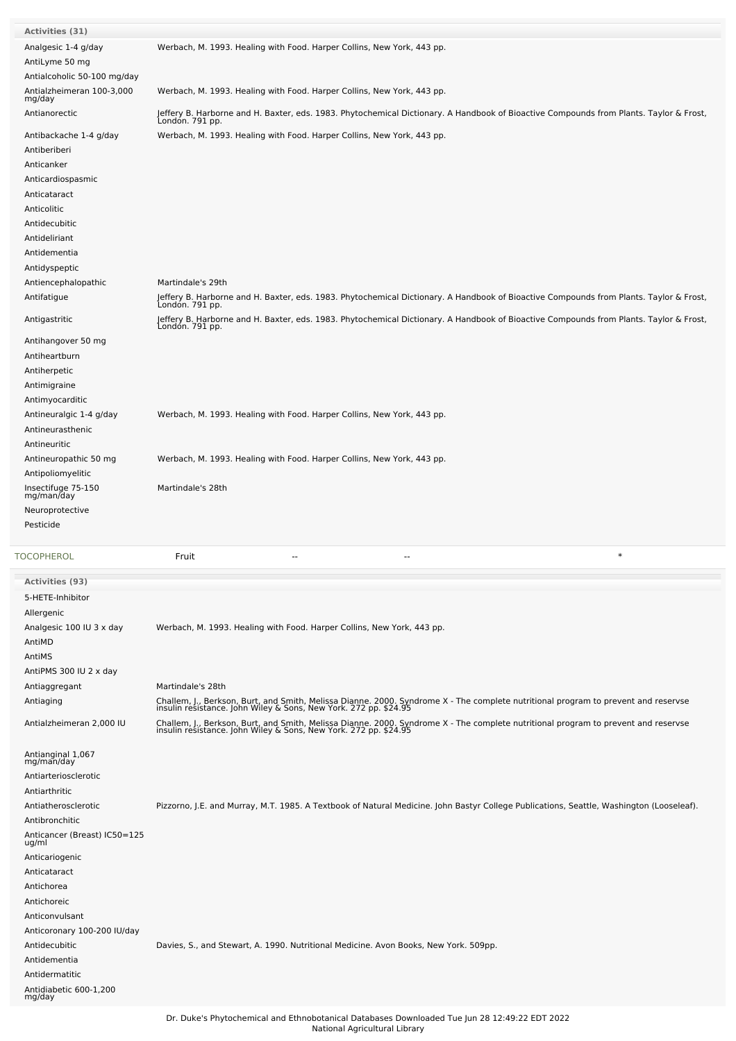| Activities (31) | |
|---|---|
| Analgesic 1-4 g/day | Werbach, M. 1993. Healing with Food. Harper Collins, New York, 443 pp. |
| AntiLyme 50 mg | |
| Antialcoholic 50-100 mg/day | |
| Antialzheimeran 100-3,000 mg/day | Werbach, M. 1993. Healing with Food. Harper Collins, New York, 443 pp. |
| Antianorectic | Jeffery B. Harborne and H. Baxter, eds. 1983. Phytochemical Dictionary. A Handbook of Bioactive Compounds from Plants. Taylor & Frost, London. 791 pp. |
| Antibackache 1-4 g/day | Werbach, M. 1993. Healing with Food. Harper Collins, New York, 443 pp. |
| Antiberiberi | |
| Anticanker | |
| Anticardiospasmic | |
| Anticataract | |
| Anticolitic | |
| Antidecubitic | |
| Antideliriant | |
| Antidementia | |
| Antidyspeptic | |
| Antiencephalopathic | Martindale's 29th |
| Antifatigue | Jeffery B. Harborne and H. Baxter, eds. 1983. Phytochemical Dictionary. A Handbook of Bioactive Compounds from Plants. Taylor & Frost, London. 791 pp. |
| Antigastritic | Jeffery B. Harborne and H. Baxter, eds. 1983. Phytochemical Dictionary. A Handbook of Bioactive Compounds from Plants. Taylor & Frost, London. 791 pp. |
| Antihangover 50 mg | |
| Antiheartburn | |
| Antiherpetic | |
| Antimigraine | |
| Antimyocarditic | |
| Antineuralgic 1-4 g/day | Werbach, M. 1993. Healing with Food. Harper Collins, New York, 443 pp. |
| Antineurasthenic | |
| Antineuritic | |
| Antineuropathic 50 mg | Werbach, M. 1993. Healing with Food. Harper Collins, New York, 443 pp. |
| Antipoliomyelitic | |
| Insectifuge 75-150 mg/man/day | Martindale's 28th |
| Neuroprotective | |
| Pesticide | |

| TOCOPHEROL | Fruit | -- | -- | * |
|---|---|---|---|---|

| Activities (93) | |
|---|---|
| 5-HETE-Inhibitor | |
| Allergenic | |
| Analgesic 100 IU 3 x day | Werbach, M. 1993. Healing with Food. Harper Collins, New York, 443 pp. |
| AntiMD | |
| AntiMS | |
| AntiPMS 300 IU 2 x day | |
| Antiaggregant | Martindale's 28th |
| Antiaging | Challem, J., Berkson, Burt, and Smith, Melissa Dianne. 2000. Syndrome X - The complete nutritional program to prevent and reservse insulin resistance. John Wiley & Sons, New York. 272 pp. $24.95 |
| Antialzheimeran 2,000 IU | Challem, J., Berkson, Burt, and Smith, Melissa Dianne. 2000. Syndrome X - The complete nutritional program to prevent and reservse insulin resistance. John Wiley & Sons, New York. 272 pp. $24.95 |
| Antianginal 1,067 mg/man/day | |
| Antiarteriosclerotic | |
| Antiarthritic | |
| Antiatherosclerotic | Pizzorno, J.E. and Murray, M.T. 1985. A Textbook of Natural Medicine. John Bastyr College Publications, Seattle, Washington (Looseleaf). |
| Antibronchitic | |
| Anticancer (Breast) IC50=125 ug/ml | |
| Anticariogenic | |
| Anticataract | |
| Antichorea | |
| Antichoreic | |
| Anticonvulsant | |
| Anticoronary 100-200 IU/day | |
| Antidecubitic | Davies, S., and Stewart, A. 1990. Nutritional Medicine. Avon Books, New York. 509pp. |
| Antidementia | |
| Antidermatitic | |
| Antidiabetic 600-1,200 mg/day | |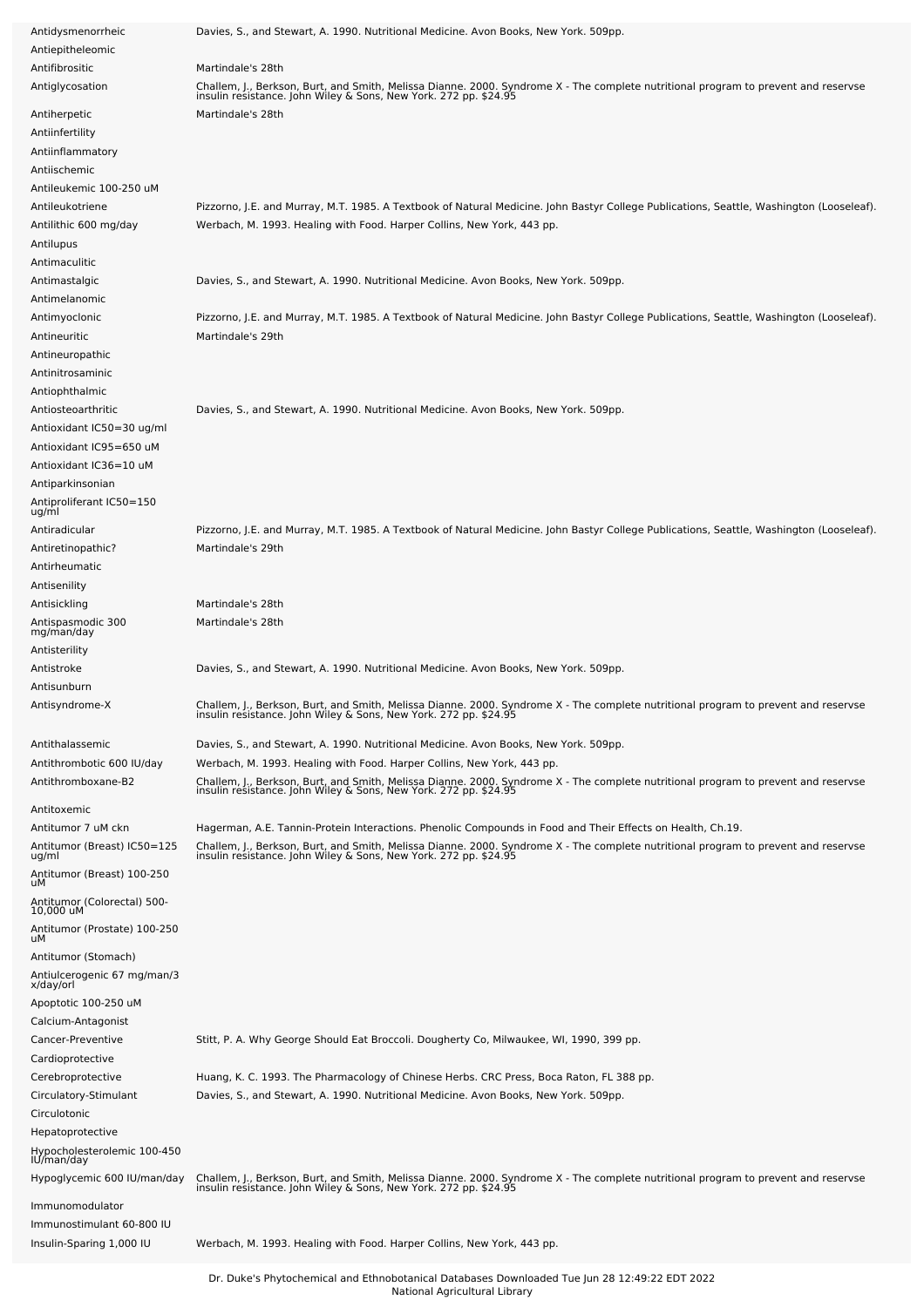| | |
|---|---|
| Antidysmenorrheic | Davies, S., and Stewart, A. 1990. Nutritional Medicine. Avon Books, New York. 509pp. |
| Antiepitheleomic | |
| Antifibrositic | Martindale's 28th |
| Antiglycosation | Challem, J., Berkson, Burt, and Smith, Melissa Dianne. 2000. Syndrome X - The complete nutritional program to prevent and reservse insulin resistance. John Wiley & Sons, New York. 272 pp. $24.95 |
| Antiherpetic | Martindale's 28th |
| Antiinfertility | |
| Antiinflammatory | |
| Antiischemic | |
| Antileukemic 100-250 uM | |
| Antileukotriene | Pizzorno, J.E. and Murray, M.T. 1985. A Textbook of Natural Medicine. John Bastyr College Publications, Seattle, Washington (Looseleaf). |
| Antilithic 600 mg/day | Werbach, M. 1993. Healing with Food. Harper Collins, New York, 443 pp. |
| Antilupus | |
| Antimaculitic | |
| Antimastalgic | Davies, S., and Stewart, A. 1990. Nutritional Medicine. Avon Books, New York. 509pp. |
| Antimelanomic | |
| Antimyoclonic | Pizzorno, J.E. and Murray, M.T. 1985. A Textbook of Natural Medicine. John Bastyr College Publications, Seattle, Washington (Looseleaf). |
| Antineuritic | Martindale's 29th |
| Antineuropathic | |
| Antinitrosaminic | |
| Antiophthalmic | |
| Antiosteoarthritic | Davies, S., and Stewart, A. 1990. Nutritional Medicine. Avon Books, New York. 509pp. |
| Antioxidant IC50=30 ug/ml | |
| Antioxidant IC95=650 uM | |
| Antioxidant IC36=10 uM | |
| Antiparkinsonian | |
| Antiproliferant IC50=150 ug/ml | |
| Antiradicular | Pizzorno, J.E. and Murray, M.T. 1985. A Textbook of Natural Medicine. John Bastyr College Publications, Seattle, Washington (Looseleaf). |
| Antiretinopathic? | Martindale's 29th |
| Antirheumatic | |
| Antisenility | |
| Antisickling | Martindale's 28th |
| Antispasmodic 300 mg/man/day | Martindale's 28th |
| Antisterility | |
| Antistroke | Davies, S., and Stewart, A. 1990. Nutritional Medicine. Avon Books, New York. 509pp. |
| Antisunburn | |
| Antisyndrome-X | Challem, J., Berkson, Burt, and Smith, Melissa Dianne. 2000. Syndrome X - The complete nutritional program to prevent and reservse insulin resistance. John Wiley & Sons, New York. 272 pp. $24.95 |
| Antithalassemic | Davies, S., and Stewart, A. 1990. Nutritional Medicine. Avon Books, New York. 509pp. |
| Antithrombotic 600 IU/day | Werbach, M. 1993. Healing with Food. Harper Collins, New York, 443 pp. |
| Antithromboxane-B2 | Challem, J., Berkson, Burt, and Smith, Melissa Dianne. 2000. Syndrome X - The complete nutritional program to prevent and reservse insulin resistance. John Wiley & Sons, New York. 272 pp. $24.95 |
| Antitoxemic | |
| Antitumor 7 uM ckn | Hagerman, A.E. Tannin-Protein Interactions. Phenolic Compounds in Food and Their Effects on Health, Ch.19. |
| Antitumor (Breast) IC50=125 ug/ml | Challem, J., Berkson, Burt, and Smith, Melissa Dianne. 2000. Syndrome X - The complete nutritional program to prevent and reservse insulin resistance. John Wiley & Sons, New York. 272 pp. $24.95 |
| Antitumor (Breast) 100-250 uM | |
| Antitumor (Colorectal) 500-10,000 uM | |
| Antitumor (Prostate) 100-250 uM | |
| Antitumor (Stomach) | |
| Antiulcerogenic 67 mg/man/3 x/day/orl | |
| Apoptotic 100-250 uM | |
| Calcium-Antagonist | |
| Cancer-Preventive | Stitt, P. A. Why George Should Eat Broccoli. Dougherty Co, Milwaukee, WI, 1990, 399 pp. |
| Cardioprotective | |
| Cerebroprotective | Huang, K. C. 1993. The Pharmacology of Chinese Herbs. CRC Press, Boca Raton, FL 388 pp. |
| Circulatory-Stimulant | Davies, S., and Stewart, A. 1990. Nutritional Medicine. Avon Books, New York. 509pp. |
| Circulotonic | |
| Hepatoprotective | |
| Hypocholesterolemic 100-450 IU/man/day | |
| Hypoglycemic 600 IU/man/day | Challem, J., Berkson, Burt, and Smith, Melissa Dianne. 2000. Syndrome X - The complete nutritional program to prevent and reservse insulin resistance. John Wiley & Sons, New York. 272 pp. $24.95 |
| Immunomodulator | |
| Immunostimulant 60-800 IU | |
| Insulin-Sparing 1,000 IU | Werbach, M. 1993. Healing with Food. Harper Collins, New York, 443 pp. |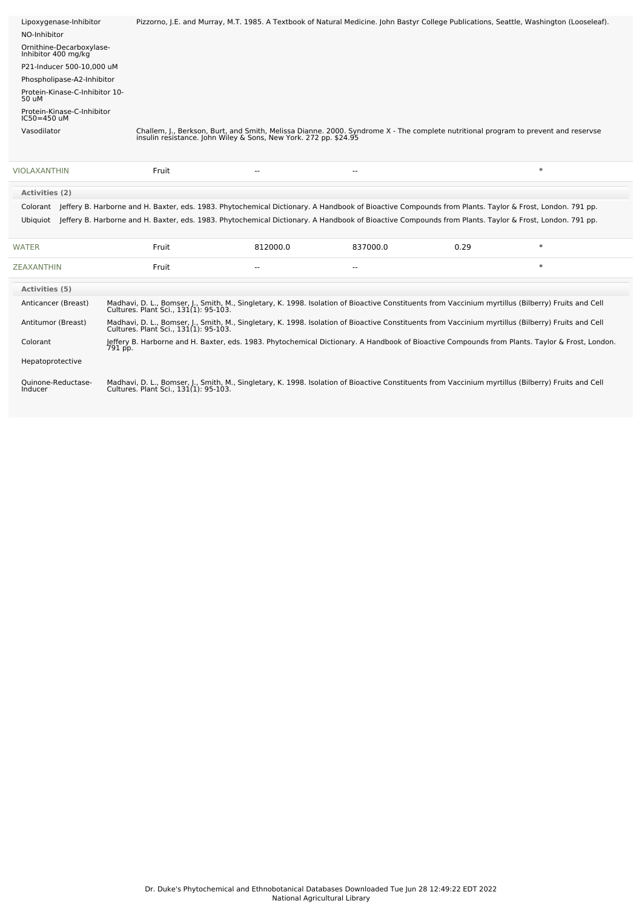| | |
|---|---|
| Lipoxygenase-Inhibitor | Pizzorno, J.E. and Murray, M.T. 1985. A Textbook of Natural Medicine. John Bastyr College Publications, Seattle, Washington (Looseleaf). |
| NO-Inhibitor | |
| Ornithine-Decarboxylase-Inhibitor 400 mg/kg | |
| P21-Inducer 500-10,000 uM | |
| Phospholipase-A2-Inhibitor | |
| Protein-Kinase-C-Inhibitor 10-50 uM | |
| Protein-Kinase-C-Inhibitor IC50=450 uM | |
| Vasodilator | Challem, J., Berkson, Burt, and Smith, Melissa Dianne. 2000. Syndrome X - The complete nutritional program to prevent and reservse insulin resistance. John Wiley & Sons, New York. 272 pp. $24.95 |

| | | | | | |
|---|---|---|---|---|---|
| VIOLAXANTHIN | Fruit | -- | -- | | * |

**Activities (2)**

| | |
|---|---|
| Colorant | Jeffery B. Harborne and H. Baxter, eds. 1983. Phytochemical Dictionary. A Handbook of Bioactive Compounds from Plants. Taylor & Frost, London. 791 pp. |
| Ubiquiot | Jeffery B. Harborne and H. Baxter, eds. 1983. Phytochemical Dictionary. A Handbook of Bioactive Compounds from Plants. Taylor & Frost, London. 791 pp. |

| | | | | | |
|---|---|---|---|---|---|
| WATER | Fruit | 812000.0 | 837000.0 | 0.29 | * |
| ZEAXANTHIN | Fruit | -- | -- | | * |

**Activities (5)**

| | |
|---|---|
| Anticancer (Breast) | Madhavi, D. L., Bomser, J., Smith, M., Singletary, K. 1998. Isolation of Bioactive Constituents from Vaccinium myrtillus (Bilberry) Fruits and Cell Cultures. Plant Sci., 131(1): 95-103. |
| Antitumor (Breast) | Madhavi, D. L., Bomser, J., Smith, M., Singletary, K. 1998. Isolation of Bioactive Constituents from Vaccinium myrtillus (Bilberry) Fruits and Cell Cultures. Plant Sci., 131(1): 95-103. |
| Colorant | Jeffery B. Harborne and H. Baxter, eds. 1983. Phytochemical Dictionary. A Handbook of Bioactive Compounds from Plants. Taylor & Frost, London. 791 pp. |
| Hepatoprotective | |
| Quinone-Reductase-Inducer | Madhavi, D. L., Bomser, J., Smith, M., Singletary, K. 1998. Isolation of Bioactive Constituents from Vaccinium myrtillus (Bilberry) Fruits and Cell Cultures. Plant Sci., 131(1): 95-103. |